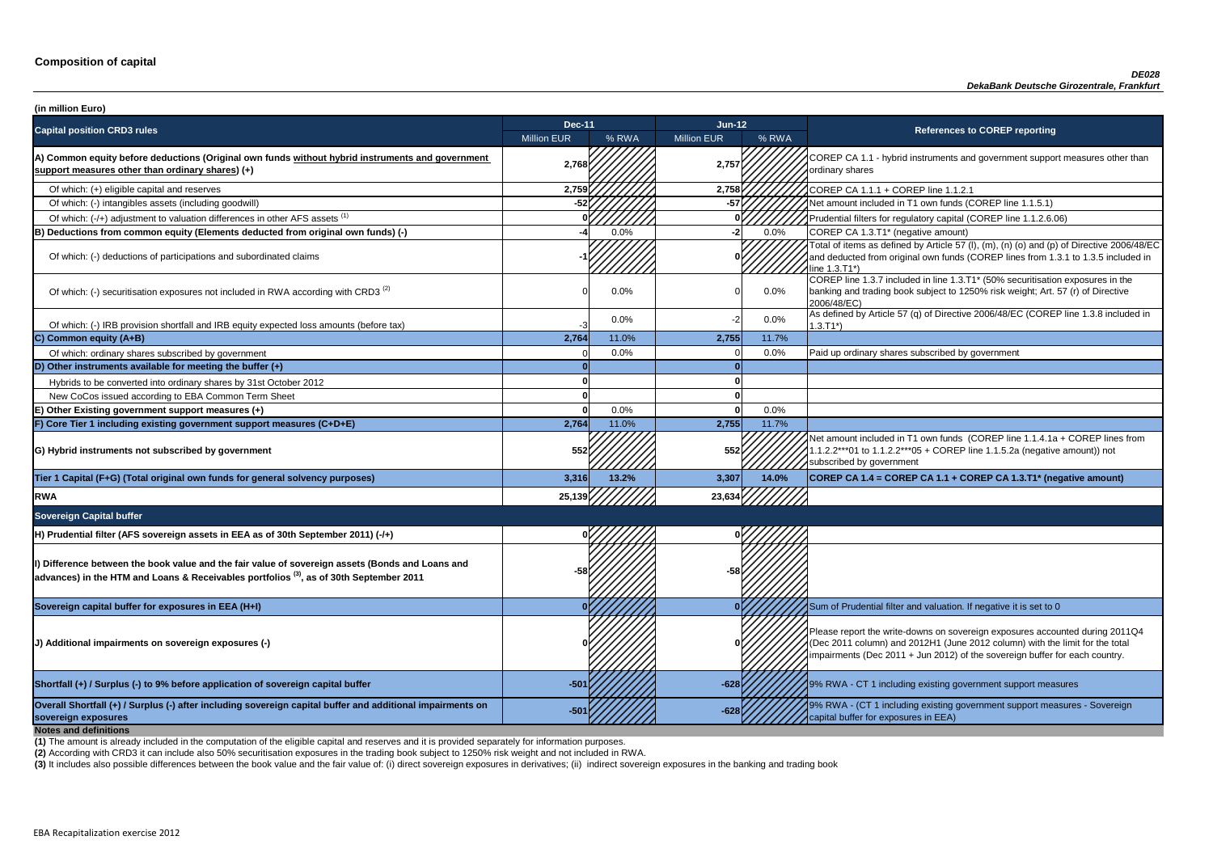# Composition of capital

*DE028*
*DekaBank Deutsche Girozentrale, Frankfurt*

**(in million Euro)**

| Capital position CRD3 rules | Dec-11 | | Jun-12 | | References to COREP reporting |
|---|---|---|---|---|---|
| | Million EUR | % RWA | Million EUR | % RWA | |
| **A) Common equity before deductions (Original own funds without hybrid instruments and government support measures other than ordinary shares) (+)** | 2,768 | | 2,757 | | COREP CA 1.1 - hybrid instruments and government support measures other than ordinary shares |
| Of which: (+) eligible capital and reserves | 2,759 | | 2,758 | | COREP CA 1.1.1 + COREP line 1.1.2.1 |
| Of which: (-) intangibles assets (including goodwill) | -52 | | -57 | | Net amount included in T1 own funds (COREP line 1.1.5.1) |
| Of which: (-/+) adjustment to valuation differences in other AFS assets (1) | 0 | | 0 | | Prudential filters for regulatory capital (COREP line 1.1.2.6.06) |
| **B) Deductions from common equity (Elements deducted from original own funds) (-)** | -4 | 0.0% | -2 | 0.0% | COREP CA 1.3.T1* (negative amount) |
| Of which: (-) deductions of participations and subordinated claims | -1 | | 0 | | Total of items as defined by Article 57 (l), (m), (n) (o) and (p) of Directive 2006/48/EC and deducted from original own funds (COREP lines from 1.3.1 to 1.3.5 included in line 1.3.T1*) |
| Of which: (-) securitisation exposures not included in RWA according with CRD3 (2) | 0 | 0.0% | 0 | 0.0% | COREP line 1.3.7 included in line 1.3.T1* (50% securitisation exposures in the banking and trading book subject to 1250% risk weight; Art. 57 (r) of Directive 2006/48/EC) |
| Of which: (-) IRB provision shortfall and IRB equity expected loss amounts (before tax) | -3 | 0.0% | -2 | 0.0% | As defined by Article 57 (q) of Directive 2006/48/EC (COREP line 1.3.8 included in 1.3.T1*) |
| **C) Common equity (A+B)** | 2,764 | 11.0% | 2,755 | 11.7% | |
| Of which: ordinary shares subscribed by government | 0 | 0.0% | 0 | 0.0% | Paid up ordinary shares subscribed by government |
| **D) Other instruments available for meeting the buffer (+)** | 0 | | 0 | | |
| Hybrids to be converted into ordinary shares by 31st October 2012 | 0 | | 0 | | |
| New CoCos issued according to EBA Common Term Sheet | 0 | | 0 | | |
| **E) Other Existing government support measures (+)** | 0 | 0.0% | 0 | 0.0% | |
| **F) Core Tier 1 including existing government support measures (C+D+E)** | 2,764 | 11.0% | 2,755 | 11.7% | |
| **G) Hybrid instruments not subscribed by government** | 552 | | 552 | | Net amount included in T1 own funds (COREP line 1.1.4.1a + COREP lines from 1.1.2.2***01 to 1.1.2.2***05 + COREP line 1.1.5.2a (negative amount)) not subscribed by government |
| **Tier 1 Capital (F+G) (Total original own funds for general solvency purposes)** | 3,316 | 13.2% | 3,307 | 14.0% | **COREP CA 1.4 = COREP CA 1.1 + COREP CA 1.3.T1* (negative amount)** |
| **RWA** | 25,139 | | 23,634 | | |
| **Sovereign Capital buffer** | | | | | |
| **H) Prudential filter (AFS sovereign assets in EEA as of 30th September 2011) (-/+)** | 0 | | 0 | | |
| **I) Difference between the book value and the fair value of sovereign assets (Bonds and Loans and advances) in the HTM and Loans & Receivables portfolios (3), as of 30th September 2011** | -58 | | -58 | | |
| **Sovereign capital buffer for exposures in EEA (H+I)** | 0 | | 0 | | Sum of Prudential filter and valuation. If negative it is set to 0 |
| **J) Additional impairments on sovereign exposures (-)** | 0 | | 0 | | Please report the write-downs on sovereign exposures accounted during 2011Q4 (Dec 2011 column) and 2012H1 (June 2012 column) with the limit for the total impairments (Dec 2011 + Jun 2012) of the sovereign buffer for each country. |
| **Shortfall (+) / Surplus (-) to 9% before application of sovereign capital buffer** | -501 | | -628 | | 9% RWA - CT 1 including existing government support measures |
| **Overall Shortfall (+) / Surplus (-) after including sovereign capital buffer and additional impairments on sovereign exposures** | -501 | | -628 | | 9% RWA - (CT 1 including existing government support measures - Sovereign capital buffer for exposures in EEA) |

**Notes and definitions**

**(1)** The amount is already included in the computation of the eligible capital and reserves and it is provided separately for information purposes.

**(2)** According with CRD3 it can include also 50% securitisation exposures in the trading book subject to 1250% risk weight and not included in RWA.

**(3)** It includes also possible differences between the book value and the fair value of: (i) direct sovereign exposures in derivatives; (ii) indirect sovereign exposures in the banking and trading book

EBA Recapitalization exercise 2012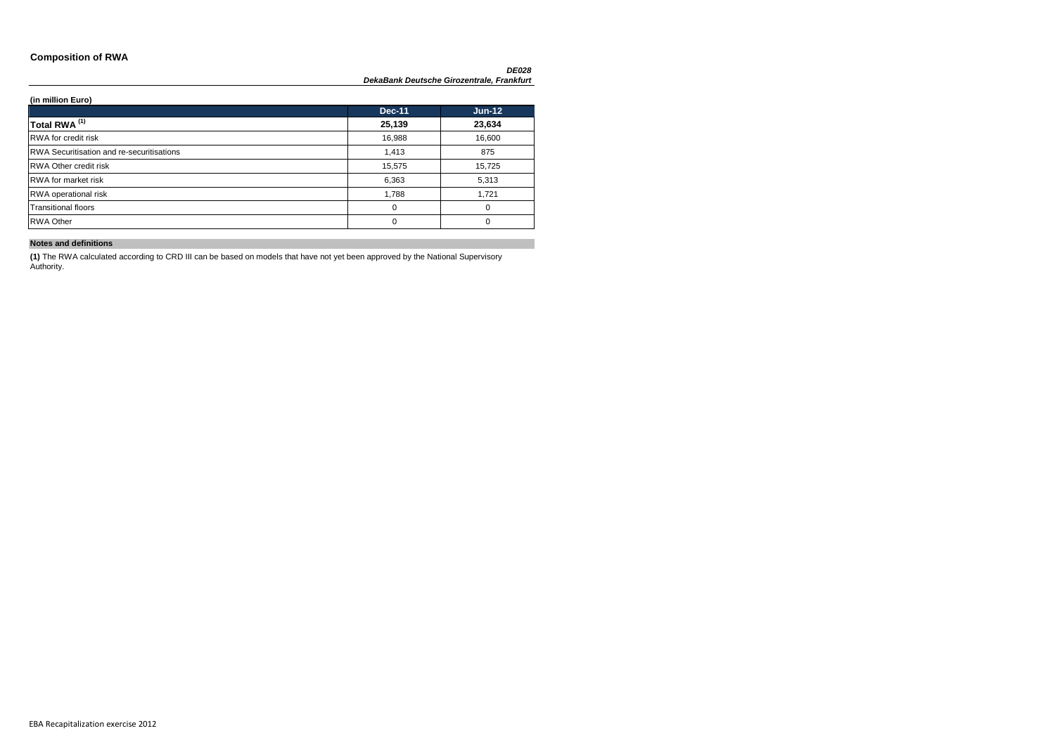## Composition of RWA

*DE028*
*DekaBank Deutsche Girozentrale, Frankfurt*

**(in million Euro)**

| | Dec-11 | Jun-12 |
|---|---|---|
| **Total RWA [(1)]** | **25,139** | **23,634** |
| RWA for credit risk | 16,988 | 16,600 |
| RWA Securitisation and re-securitisations | 1,413 | 875 |
| RWA Other credit risk | 15,575 | 15,725 |
| RWA for market risk | 6,363 | 5,313 |
| RWA operational risk | 1,788 | 1,721 |
| Transitional floors | 0 | 0 |
| RWA Other | 0 | 0 |

**Notes and definitions**

**(1)** The RWA calculated according to CRD III can be based on models that have not yet been approved by the National Supervisory Authority.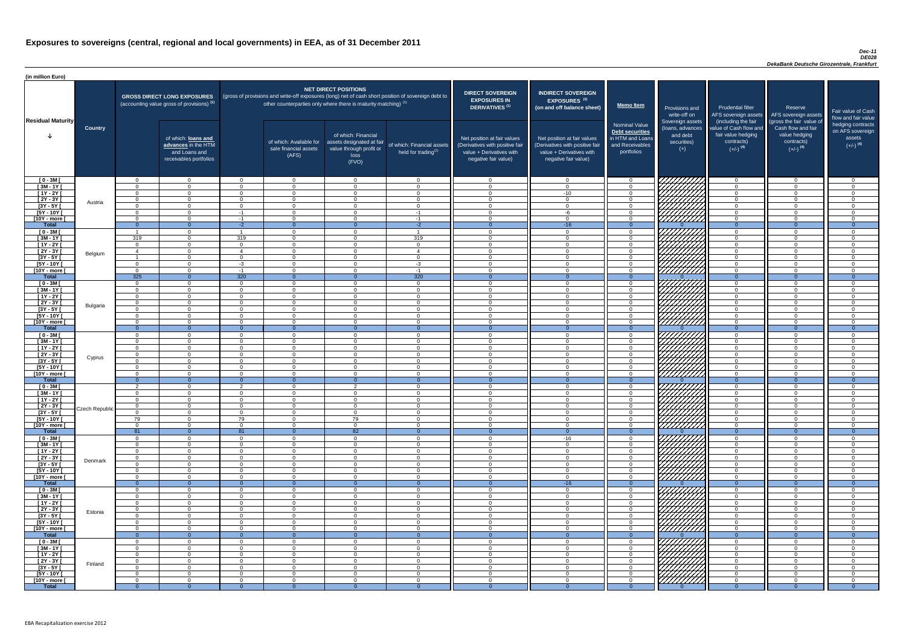# Exposures to sovereigns (central, regional and local governments) in EEA, as of 31 December 2011

*Dec-11*
*DE028*
*DekaBank Deutsche Girozentrale, Frankfurt*

(in million Euro)

| Residual Maturity | Country | GROSS DIRECT LONG EXPOSURES (accounting value gross of provisions) (1) | of which: loans and advances in the HTM and Loans and receivables portfolios | NET DIRECT POSITIONS (gross of provisions and write-off exposures (long) net of cash short position of sovereign debt to other counterparties only where there is maturity matching) (1) | of which: Available for sale financial assets (AFS) | of which: Financial assets designated at fair value through profit or loss (FVO) | of which: Financial assets held for trading(2) | DIRECT SOVEREIGN EXPOSURES IN DERIVATIVES (1) Net position at fair values (Derivatives with positive fair value + Derivatives with negative fair value) | INDIRECT SOVEREIGN EXPOSURES (3) (on and off balance sheet) Net position at fair values (Derivatives with positive fair value + Derivatives with negative fair value) | Memo Item Nominal Value Debt securities in HTM and Loans and Receivables portfolios | Provisions and write-off on Sovereign assets (loans, advances and debt securities) (+) | Prudential filter AFS sovereign assets (including the fair value of Cash flow and fair value hedging contracts) (+/-) (4) | Reserve AFS sovereign assets (gross the fair value of Cash flow and fair value hedging contracts) (+/-) (4) | Fair value of Cash flow and fair value hedging contracts on AFS sovereign assets (+/-) (4) |
|---|---|---|---|---|---|---|---|---|---|---|---|---|---|---|
| [ 0 - 3M [ | Austria | 0 | 0 | 0 | 0 | 0 | 0 | 0 | 0 | 0 | | 0 | 0 | 0 |
| [ 3M - 1Y [ | | 0 | 0 | 0 | 0 | 0 | 0 | 0 | 0 | 0 | | 0 | 0 | 0 |
| [ 1Y - 2Y [ | | 0 | 0 | 0 | 0 | 0 | 0 | 0 | -10 | 0 | | 0 | 0 | 0 |
| [ 2Y - 3Y [ | | 0 | 0 | 0 | 0 | 0 | 0 | 0 | 0 | 0 | | 0 | 0 | 0 |
| [3Y - 5Y [ | | 0 | 0 | 0 | 0 | 0 | 0 | 0 | 0 | 0 | | 0 | 0 | 0 |
| [5Y - 10Y [ | | 0 | 0 | -1 | 0 | 0 | -1 | 0 | -6 | 0 | | 0 | 0 | 0 |
| [10Y - more [ | | 0 | 0 | -1 | 0 | 0 | -1 | 0 | 0 | 0 | | 0 | 0 | 0 |
| **Total** | | 0 | 0 | -2 | 0 | 0 | -2 | 0 | -16 | 0 | 0 | 0 | 0 | 0 |
| [ 0 - 3M [ | Belgium | 1 | 0 | 1 | 0 | 0 | 1 | 0 | 0 | 0 | | 0 | 0 | 0 |
| [ 3M - 1Y [ | | 319 | 0 | 319 | 0 | 0 | 319 | 0 | 0 | 0 | | 0 | 0 | 0 |
| [ 1Y - 2Y [ | | 0 | 0 | 0 | 0 | 0 | 0 | 0 | 0 | 0 | | 0 | 0 | 0 |
| [ 2Y - 3Y [ | | 4 | 0 | 4 | 0 | 0 | 4 | 0 | 0 | 0 | | 0 | 0 | 0 |
| [3Y - 5Y [ | | 1 | 0 | 0 | 0 | 0 | 0 | 0 | 0 | 0 | | 0 | 0 | 0 |
| [5Y - 10Y [ | | 0 | 0 | -3 | 0 | 0 | -3 | 0 | 0 | 0 | | 0 | 0 | 0 |
| [10Y - more [ | | 0 | 0 | -1 | 0 | 0 | -1 | 0 | 0 | 0 | | 0 | 0 | 0 |
| **Total** | | 325 | 0 | 320 | 0 | 0 | 320 | 0 | 0 | 0 | 0 | 0 | 0 | 0 |
| [ 0 - 3M [ | Bulgaria | 0 | 0 | 0 | 0 | 0 | 0 | 0 | 0 | 0 | | 0 | 0 | 0 |
| [ 3M - 1Y [ | | 0 | 0 | 0 | 0 | 0 | 0 | 0 | 0 | 0 | | 0 | 0 | 0 |
| [ 1Y - 2Y [ | | 0 | 0 | 0 | 0 | 0 | 0 | 0 | 0 | 0 | | 0 | 0 | 0 |
| [ 2Y - 3Y [ | | 0 | 0 | 0 | 0 | 0 | 0 | 0 | 0 | 0 | | 0 | 0 | 0 |
| [3Y - 5Y [ | | 0 | 0 | 0 | 0 | 0 | 0 | 0 | 0 | 0 | | 0 | 0 | 0 |
| [5Y - 10Y [ | | 0 | 0 | 0 | 0 | 0 | 0 | 0 | 0 | 0 | | 0 | 0 | 0 |
| [10Y - more [ | | 0 | 0 | 0 | 0 | 0 | 0 | 0 | 0 | 0 | | 0 | 0 | 0 |
| **Total** | | 0 | 0 | 0 | 0 | 0 | 0 | 0 | 0 | 0 | 0 | 0 | 0 | 0 |
| [ 0 - 3M [ | Cyprus | 0 | 0 | 0 | 0 | 0 | 0 | 0 | 0 | 0 | | 0 | 0 | 0 |
| [ 3M - 1Y [ | | 0 | 0 | 0 | 0 | 0 | 0 | 0 | 0 | 0 | | 0 | 0 | 0 |
| [ 1Y - 2Y [ | | 0 | 0 | 0 | 0 | 0 | 0 | 0 | 0 | 0 | | 0 | 0 | 0 |
| [ 2Y - 3Y [ | | 0 | 0 | 0 | 0 | 0 | 0 | 0 | 0 | 0 | | 0 | 0 | 0 |
| [3Y - 5Y [ | | 0 | 0 | 0 | 0 | 0 | 0 | 0 | 0 | 0 | | 0 | 0 | 0 |
| [5Y - 10Y [ | | 0 | 0 | 0 | 0 | 0 | 0 | 0 | 0 | 0 | | 0 | 0 | 0 |
| [10Y - more [ | | 0 | 0 | 0 | 0 | 0 | 0 | 0 | 0 | 0 | | 0 | 0 | 0 |
| **Total** | | 0 | 0 | 0 | 0 | 0 | 0 | 0 | 0 | 0 | 0 | 0 | 0 | 0 |
| [ 0 - 3M [ | Czech Republic | 2 | 0 | 2 | 0 | 2 | 0 | 0 | 0 | 0 | | 0 | 0 | 0 |
| [ 3M - 1Y [ | | 0 | 0 | 0 | 0 | 0 | 0 | 0 | 0 | 0 | | 0 | 0 | 0 |
| [ 1Y - 2Y [ | | 0 | 0 | 0 | 0 | 0 | 0 | 0 | 0 | 0 | | 0 | 0 | 0 |
| [ 2Y - 3Y [ | | 0 | 0 | 0 | 0 | 0 | 0 | 0 | 0 | 0 | | 0 | 0 | 0 |
| [3Y - 5Y [ | | 0 | 0 | 0 | 0 | 0 | 0 | 0 | 0 | 0 | | 0 | 0 | 0 |
| [5Y - 10Y [ | | 79 | 0 | 79 | 0 | 79 | 0 | 0 | 0 | 0 | | 0 | 0 | 0 |
| [10Y - more [ | | 0 | 0 | 0 | 0 | 0 | 0 | 0 | 0 | 0 | | 0 | 0 | 0 |
| **Total** | | 81 | 0 | 81 | 0 | 82 | 0 | 0 | 0 | 0 | 0 | 0 | 0 | 0 |
| [ 0 - 3M [ | Denmark | 0 | 0 | 0 | 0 | 0 | 0 | 0 | -16 | 0 | | 0 | 0 | 0 |
| [ 3M - 1Y [ | | 0 | 0 | 0 | 0 | 0 | 0 | 0 | 0 | 0 | | 0 | 0 | 0 |
| [ 1Y - 2Y [ | | 0 | 0 | 0 | 0 | 0 | 0 | 0 | 0 | 0 | | 0 | 0 | 0 |
| [ 2Y - 3Y [ | | 0 | 0 | 0 | 0 | 0 | 0 | 0 | 0 | 0 | | 0 | 0 | 0 |
| [3Y - 5Y [ | | 0 | 0 | 0 | 0 | 0 | 0 | 0 | 0 | 0 | | 0 | 0 | 0 |
| [5Y - 10Y [ | | 0 | 0 | 0 | 0 | 0 | 0 | 0 | 0 | 0 | | 0 | 0 | 0 |
| [10Y - more [ | | 0 | 0 | 0 | 0 | 0 | 0 | 0 | 0 | 0 | | 0 | 0 | 0 |
| **Total** | | 0 | 0 | 0 | 0 | 0 | 0 | 0 | -16 | 0 | 0 | 0 | 0 | 0 |
| [ 0 - 3M [ | Estonia | 0 | 0 | 0 | 0 | 0 | 0 | 0 | 0 | 0 | | 0 | 0 | 0 |
| [ 3M - 1Y [ | | 0 | 0 | 0 | 0 | 0 | 0 | 0 | 0 | 0 | | 0 | 0 | 0 |
| [ 1Y - 2Y [ | | 0 | 0 | 0 | 0 | 0 | 0 | 0 | 0 | 0 | | 0 | 0 | 0 |
| [ 2Y - 3Y [ | | 0 | 0 | 0 | 0 | 0 | 0 | 0 | 0 | 0 | | 0 | 0 | 0 |
| [3Y - 5Y [ | | 0 | 0 | 0 | 0 | 0 | 0 | 0 | 0 | 0 | | 0 | 0 | 0 |
| [5Y - 10Y [ | | 0 | 0 | 0 | 0 | 0 | 0 | 0 | 0 | 0 | | 0 | 0 | 0 |
| [10Y - more [ | | 0 | 0 | 0 | 0 | 0 | 0 | 0 | 0 | 0 | | 0 | 0 | 0 |
| **Total** | | 0 | 0 | 0 | 0 | 0 | 0 | 0 | 0 | 0 | 0 | 0 | 0 | 0 |
| [ 0 - 3M [ | Finland | 0 | 0 | 0 | 0 | 0 | 0 | 0 | 0 | 0 | | 0 | 0 | 0 |
| [ 3M - 1Y [ | | 0 | 0 | 0 | 0 | 0 | 0 | 0 | 0 | 0 | | 0 | 0 | 0 |
| [ 1Y - 2Y [ | | 0 | 0 | 0 | 0 | 0 | 0 | 0 | 0 | 0 | | 0 | 0 | 0 |
| [ 2Y - 3Y [ | | 0 | 0 | 0 | 0 | 0 | 0 | 0 | 0 | 0 | | 0 | 0 | 0 |
| [3Y - 5Y [ | | 0 | 0 | 0 | 0 | 0 | 0 | 0 | 0 | 0 | | 0 | 0 | 0 |
| [5Y - 10Y [ | | 0 | 0 | 0 | 0 | 0 | 0 | 0 | 0 | 0 | | 0 | 0 | 0 |
| [10Y - more [ | | 0 | 0 | 0 | 0 | 0 | 0 | 0 | 0 | 0 | | 0 | 0 | 0 |
| **Total** | | 0 | 0 | 0 | 0 | 0 | 0 | 0 | 0 | 0 | 0 | 0 | 0 | 0 |

EBA Recapitalization exercise 2012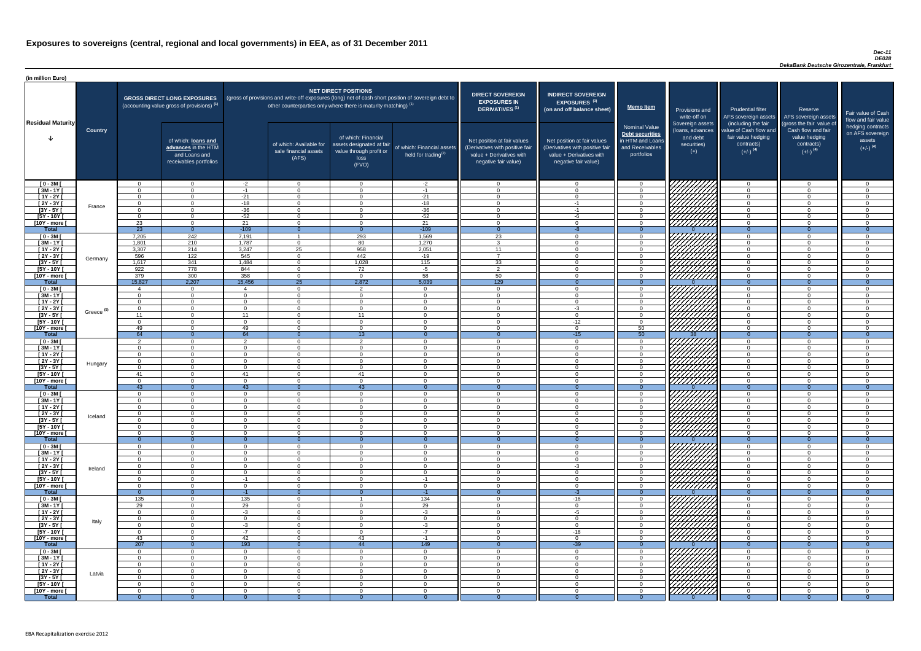# Exposures to sovereigns (central, regional and local governments) in EEA, as of 31 December 2011

*Dec-11*
*DE028*
*DekaBank Deutsche Girozentrale, Frankfurt*

(in million Euro)

| Residual Maturity | Country | GROSS DIRECT LONG EXPOSURES (accounting value gross of provisions) (1) | of which: loans and advances in the HTM and Loans and receivables portfolios | NET DIRECT POSITIONS (gross of provisions and write-off exposures (long) net of cash short position of sovereign debt to other counterparties only where there is maturity matching) (1) | of which: Available for sale financial assets (AFS) | of which: Financial assets designated at fair value through profit or loss (FVO) | of which: Financial assets held for trading (2) | DIRECT SOVEREIGN EXPOSURES IN DERIVATIVES (1) Net position at fair values (Derivatives with positive fair value + Derivatives with negative fair value) | INDIRECT SOVEREIGN EXPOSURES (3) (on and off balance sheet) Net position at fair values (Derivatives with positive fair value + Derivatives with negative fair value) | Memo Item: Nominal Value Debt securities in HTM and Loans and Receivables portfolios | Provisions and write-off on Sovereign assets (loans, advances and debt securities) (+) | Prudential filter AFS sovereign assets (including the fair value of Cash flow and fair value hedging contracts) (+/-) (4) | Reserve AFS sovereign assets (gross the fair value of Cash flow and fair value hedging contracts) (+/-) (4) | Fair value of Cash flow and fair value hedging contracts on AFS sovereign assets (+/-) (4) |
|---|---|---|---|---|---|---|---|---|---|---|---|---|---|---|
| [ 0 - 3M [ | France | 0 | 0 | -2 | 0 | 0 | -2 | 0 | 0 | 0 | | 0 | 0 | 0 |
| [ 3M - 1Y [ | | 0 | 0 | -1 | 0 | 0 | -1 | 0 | 0 | 0 | | 0 | 0 | 0 |
| [ 1Y - 2Y [ | | 0 | 0 | -21 | 0 | 0 | -21 | 0 | 0 | 0 | | 0 | 0 | 0 |
| [ 2Y - 3Y [ | | 0 | 0 | -18 | 0 | 0 | -18 | 0 | -1 | 0 | | 0 | 0 | 0 |
| [3Y - 5Y [ | | 0 | 0 | -36 | 0 | 0 | -36 | 0 | -1 | 0 | | 0 | 0 | 0 |
| [5Y - 10Y [ | | 0 | 0 | -52 | 0 | 0 | -52 | 0 | -6 | 0 | | 0 | 0 | 0 |
| [10Y - more [ | | 23 | 0 | 21 | 0 | 0 | 21 | 0 | 0 | 0 | | 0 | 0 | 0 |
| **Total** | | 23 | 0 | -109 | 0 | 0 | -109 | 0 | -8 | 0 | 0 | 0 | 0 | 0 |
| [ 0 - 3M [ | Germany | 7,205 | 242 | 7,191 | 1 | 293 | 1,569 | 23 | 0 | 0 | | 0 | 0 | 0 |
| [ 3M - 1Y [ | | 1,801 | 210 | 1,787 | 0 | 80 | 1,270 | 3 | 0 | 0 | | 0 | 0 | 0 |
| [ 1Y - 2Y [ | | 3,307 | 214 | 3,247 | 25 | 958 | 2,051 | 11 | 0 | 0 | | 0 | 0 | 0 |
| [ 2Y - 3Y [ | | 596 | 122 | 545 | 0 | 442 | -19 | 7 | 0 | 0 | | 0 | 0 | 0 |
| [3Y - 5Y [ | | 1,617 | 341 | 1,484 | 0 | 1,028 | 115 | 33 | 0 | 0 | | 0 | 0 | 0 |
| [5Y - 10Y [ | | 922 | 778 | 844 | 0 | 72 | -5 | 2 | 0 | 0 | | 0 | 0 | 0 |
| [10Y - more [ | | 379 | 300 | 358 | 0 | 0 | 58 | 50 | 0 | 0 | | 0 | 0 | 0 |
| **Total** | | 15,827 | 2,207 | 15,456 | 25 | 2,872 | 5,039 | 129 | 0 | 0 | 0 | 0 | 0 | 0 |
| [ 0 - 3M [ | Greece (5) | 4 | 0 | 4 | 0 | 2 | 0 | 0 | 0 | 0 | | 0 | 0 | 0 |
| [ 3M - 1Y [ | | 0 | 0 | 0 | 0 | 0 | 0 | 0 | 0 | 0 | | 0 | 0 | 0 |
| [ 1Y - 2Y [ | | 0 | 0 | 0 | 0 | 0 | 0 | 0 | 0 | 0 | | 0 | 0 | 0 |
| [ 2Y - 3Y [ | | 0 | 0 | 0 | 0 | 0 | 0 | 0 | -3 | 0 | | 0 | 0 | 0 |
| [3Y - 5Y [ | | 11 | 0 | 11 | 0 | 11 | 0 | 0 | 0 | 0 | | 0 | 0 | 0 |
| [5Y - 10Y [ | | 0 | 0 | 0 | 0 | 0 | 0 | 0 | -12 | 0 | | 0 | 0 | 0 |
| [10Y - more [ | | 49 | 0 | 49 | 0 | 0 | 0 | 0 | 0 | 50 | | 0 | 0 | 0 |
| **Total** | | 64 | 0 | 64 | 0 | 13 | 0 | 0 | -15 | 50 | 38 | 0 | 0 | 0 |
| [ 0 - 3M [ | Hungary | 2 | 0 | 2 | 0 | 2 | 0 | 0 | 0 | 0 | | 0 | 0 | 0 |
| [ 3M - 1Y [ | | 0 | 0 | 0 | 0 | 0 | 0 | 0 | 0 | 0 | | 0 | 0 | 0 |
| [ 1Y - 2Y [ | | 0 | 0 | 0 | 0 | 0 | 0 | 0 | 0 | 0 | | 0 | 0 | 0 |
| [ 2Y - 3Y [ | | 0 | 0 | 0 | 0 | 0 | 0 | 0 | 0 | 0 | | 0 | 0 | 0 |
| [3Y - 5Y [ | | 0 | 0 | 0 | 0 | 0 | 0 | 0 | 0 | 0 | | 0 | 0 | 0 |
| [5Y - 10Y [ | | 41 | 0 | 41 | 0 | 41 | 0 | 0 | 0 | 0 | | 0 | 0 | 0 |
| [10Y - more [ | | 0 | 0 | 0 | 0 | 0 | 0 | 0 | 0 | 0 | | 0 | 0 | 0 |
| **Total** | | 43 | 0 | 43 | 0 | 43 | 0 | 0 | 0 | 0 | 0 | 0 | 0 | 0 |
| [ 0 - 3M [ | Iceland | 0 | 0 | 0 | 0 | 0 | 0 | 0 | 0 | 0 | | 0 | 0 | 0 |
| [ 3M - 1Y [ | | 0 | 0 | 0 | 0 | 0 | 0 | 0 | 0 | 0 | | 0 | 0 | 0 |
| [ 1Y - 2Y [ | | 0 | 0 | 0 | 0 | 0 | 0 | 0 | 0 | 0 | | 0 | 0 | 0 |
| [ 2Y - 3Y [ | | 0 | 0 | 0 | 0 | 0 | 0 | 0 | 0 | 0 | | 0 | 0 | 0 |
| [3Y - 5Y [ | | 0 | 0 | 0 | 0 | 0 | 0 | 0 | 0 | 0 | | 0 | 0 | 0 |
| [5Y - 10Y [ | | 0 | 0 | 0 | 0 | 0 | 0 | 0 | 0 | 0 | | 0 | 0 | 0 |
| [10Y - more [ | | 0 | 0 | 0 | 0 | 0 | 0 | 0 | 0 | 0 | | 0 | 0 | 0 |
| **Total** | | 0 | 0 | 0 | 0 | 0 | 0 | 0 | 0 | 0 | 0 | 0 | 0 | 0 |
| [ 0 - 3M [ | Ireland | 0 | 0 | 0 | 0 | 0 | 0 | 0 | 0 | 0 | | 0 | 0 | 0 |
| [ 3M - 1Y [ | | 0 | 0 | 0 | 0 | 0 | 0 | 0 | 0 | 0 | | 0 | 0 | 0 |
| [ 1Y - 2Y [ | | 0 | 0 | 0 | 0 | 0 | 0 | 0 | 0 | 0 | | 0 | 0 | 0 |
| [ 2Y - 3Y [ | | 0 | 0 | 0 | 0 | 0 | 0 | 0 | -3 | 0 | | 0 | 0 | 0 |
| [3Y - 5Y [ | | 0 | 0 | 0 | 0 | 0 | 0 | 0 | 0 | 0 | | 0 | 0 | 0 |
| [5Y - 10Y [ | | 0 | 0 | -1 | 0 | 0 | -1 | 0 | 0 | 0 | | 0 | 0 | 0 |
| [10Y - more [ | | 0 | 0 | 0 | 0 | 0 | 0 | 0 | 0 | 0 | | 0 | 0 | 0 |
| **Total** | | 0 | 0 | -1 | 0 | 0 | -1 | 0 | -3 | 0 | 0 | 0 | 0 | 0 |
| [ 0 - 3M [ | Italy | 135 | 0 | 135 | 0 | 1 | 134 | 0 | -16 | 0 | | 0 | 0 | 0 |
| [ 3M - 1Y [ | | 29 | 0 | 29 | 0 | 0 | 29 | 0 | 0 | 0 | | 0 | 0 | 0 |
| [ 1Y - 2Y [ | | 0 | 0 | -3 | 0 | 0 | -3 | 0 | -5 | 0 | | 0 | 0 | 0 |
| [ 2Y - 3Y [ | | 0 | 0 | 0 | 0 | 0 | 0 | 0 | 0 | 0 | | 0 | 0 | 0 |
| [3Y - 5Y [ | | 0 | 0 | -3 | 0 | 0 | -3 | 0 | 0 | 0 | | 0 | 0 | 0 |
| [5Y - 10Y [ | | 0 | 0 | -7 | 0 | 0 | -7 | 0 | -18 | 0 | | 0 | 0 | 0 |
| [10Y - more [ | | 43 | 0 | 42 | 0 | 43 | -1 | 0 | 0 | 0 | | 0 | 0 | 0 |
| **Total** | | 207 | 0 | 193 | 0 | 44 | 149 | 0 | -39 | 0 | 0 | 0 | 0 | 0 |
| [ 0 - 3M [ | Latvia | 0 | 0 | 0 | 0 | 0 | 0 | 0 | 0 | 0 | | 0 | 0 | 0 |
| [ 3M - 1Y [ | | 0 | 0 | 0 | 0 | 0 | 0 | 0 | 0 | 0 | | 0 | 0 | 0 |
| [ 1Y - 2Y [ | | 0 | 0 | 0 | 0 | 0 | 0 | 0 | 0 | 0 | | 0 | 0 | 0 |
| [ 2Y - 3Y [ | | 0 | 0 | 0 | 0 | 0 | 0 | 0 | 0 | 0 | | 0 | 0 | 0 |
| [3Y - 5Y [ | | 0 | 0 | 0 | 0 | 0 | 0 | 0 | 0 | 0 | | 0 | 0 | 0 |
| [5Y - 10Y [ | | 0 | 0 | 0 | 0 | 0 | 0 | 0 | 0 | 0 | | 0 | 0 | 0 |
| [10Y - more [ | | 0 | 0 | 0 | 0 | 0 | 0 | 0 | 0 | 0 | | 0 | 0 | 0 |
| **Total** | | 0 | 0 | 0 | 0 | 0 | 0 | 0 | 0 | 0 | 0 | 0 | 0 | 0 |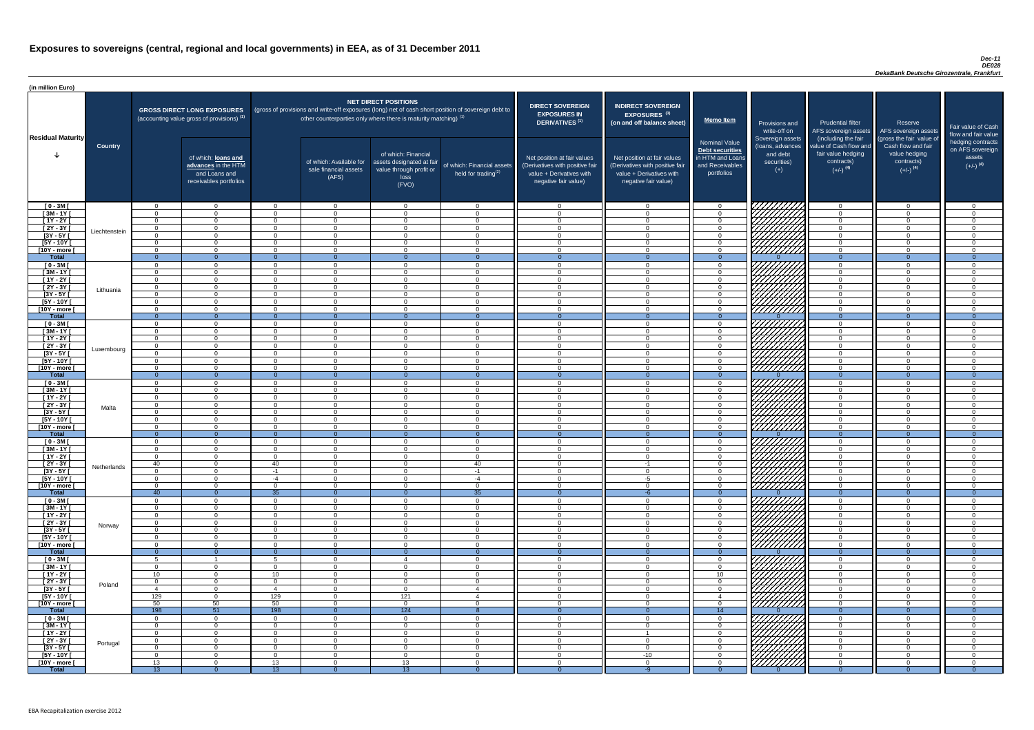# Exposures to sovereigns (central, regional and local governments) in EEA, as of 31 December 2011

*Dec-11*
*DE028*
*DekaBank Deutsche Girozentrale, Frankfurt*

(in million Euro)

| Residual Maturity | Country | GROSS DIRECT LONG EXPOSURES (accounting value gross of provisions) (1) | of which: loans and advances in the HTM and Loans and receivables portfolios | NET DIRECT POSITIONS (gross of provisions and write-off exposures (long) net of cash short position of sovereign debt to other counterparties only where there is maturity matching) (1) | of which: Available for sale financial assets (AFS) | of which: Financial assets designated at fair value through profit or loss (FVO) | of which: Financial assets held for trading(2) | DIRECT SOVEREIGN EXPOSURES IN DERIVATIVES (1) Net position at fair values (Derivatives with positive fair value + Derivatives with negative fair value) | INDIRECT SOVEREIGN EXPOSURES (3) (on and off balance sheet) Net position at fair values (Derivatives with positive fair value + Derivatives with negative fair value) | Memo Item: Nominal Value Debt securities in HTM and Loans and Receivables portfolios | Provisions and write-off on Sovereign assets (loans, advances and debt securities) (+) | Prudential filter AFS sovereign assets (including the fair value of Cash flow and fair value hedging contracts) (+/-) (4) | Reserve AFS sovereign assets (gross the fair value of Cash flow and fair value hedging contracts) (+/-) (4) | Fair value of Cash flow and fair value hedging contracts on AFS sovereign assets (+/-) (4) |
|---|---|---|---|---|---|---|---|---|---|---|---|---|---|---|
| [ 0 - 3M [ | Liechtenstein | 0 | 0 | 0 | 0 | 0 | 0 | 0 | 0 | 0 | | 0 | 0 | 0 |
| [ 3M - 1Y [ | | 0 | 0 | 0 | 0 | 0 | 0 | 0 | 0 | 0 | | 0 | 0 | 0 |
| [ 1Y - 2Y [ | | 0 | 0 | 0 | 0 | 0 | 0 | 0 | 0 | 0 | | 0 | 0 | 0 |
| [ 2Y - 3Y [ | | 0 | 0 | 0 | 0 | 0 | 0 | 0 | 0 | 0 | | 0 | 0 | 0 |
| [3Y - 5Y [ | | 0 | 0 | 0 | 0 | 0 | 0 | 0 | 0 | 0 | | 0 | 0 | 0 |
| [5Y - 10Y [ | | 0 | 0 | 0 | 0 | 0 | 0 | 0 | 0 | 0 | | 0 | 0 | 0 |
| [10Y - more [ | | 0 | 0 | 0 | 0 | 0 | 0 | 0 | 0 | 0 | | 0 | 0 | 0 |
| **Total** | | 0 | 0 | 0 | 0 | 0 | 0 | 0 | 0 | 0 | 0 | 0 | 0 | 0 |
| [ 0 - 3M [ | Lithuania | 0 | 0 | 0 | 0 | 0 | 0 | 0 | 0 | 0 | | 0 | 0 | 0 |
| [ 3M - 1Y [ | | 0 | 0 | 0 | 0 | 0 | 0 | 0 | 0 | 0 | | 0 | 0 | 0 |
| [ 1Y - 2Y [ | | 0 | 0 | 0 | 0 | 0 | 0 | 0 | 0 | 0 | | 0 | 0 | 0 |
| [ 2Y - 3Y [ | | 0 | 0 | 0 | 0 | 0 | 0 | 0 | 0 | 0 | | 0 | 0 | 0 |
| [3Y - 5Y [ | | 0 | 0 | 0 | 0 | 0 | 0 | 0 | 0 | 0 | | 0 | 0 | 0 |
| [5Y - 10Y [ | | 0 | 0 | 0 | 0 | 0 | 0 | 0 | 0 | 0 | | 0 | 0 | 0 |
| [10Y - more [ | | 0 | 0 | 0 | 0 | 0 | 0 | 0 | 0 | 0 | | 0 | 0 | 0 |
| **Total** | | 0 | 0 | 0 | 0 | 0 | 0 | 0 | 0 | 0 | 0 | 0 | 0 | 0 |
| [ 0 - 3M [ | Luxembourg | 0 | 0 | 0 | 0 | 0 | 0 | 0 | 0 | 0 | | 0 | 0 | 0 |
| [ 3M - 1Y [ | | 0 | 0 | 0 | 0 | 0 | 0 | 0 | 0 | 0 | | 0 | 0 | 0 |
| [ 1Y - 2Y [ | | 0 | 0 | 0 | 0 | 0 | 0 | 0 | 0 | 0 | | 0 | 0 | 0 |
| [ 2Y - 3Y [ | | 0 | 0 | 0 | 0 | 0 | 0 | 0 | 0 | 0 | | 0 | 0 | 0 |
| [3Y - 5Y [ | | 0 | 0 | 0 | 0 | 0 | 0 | 0 | 0 | 0 | | 0 | 0 | 0 |
| [5Y - 10Y [ | | 0 | 0 | 0 | 0 | 0 | 0 | 0 | 0 | 0 | | 0 | 0 | 0 |
| [10Y - more [ | | 0 | 0 | 0 | 0 | 0 | 0 | 0 | 0 | 0 | | 0 | 0 | 0 |
| **Total** | | 0 | 0 | 0 | 0 | 0 | 0 | 0 | 0 | 0 | 0 | 0 | 0 | 0 |
| [ 0 - 3M [ | Malta | 0 | 0 | 0 | 0 | 0 | 0 | 0 | 0 | 0 | | 0 | 0 | 0 |
| [ 3M - 1Y [ | | 0 | 0 | 0 | 0 | 0 | 0 | 0 | 0 | 0 | | 0 | 0 | 0 |
| [ 1Y - 2Y [ | | 0 | 0 | 0 | 0 | 0 | 0 | 0 | 0 | 0 | | 0 | 0 | 0 |
| [ 2Y - 3Y [ | | 0 | 0 | 0 | 0 | 0 | 0 | 0 | 0 | 0 | | 0 | 0 | 0 |
| [3Y - 5Y [ | | 0 | 0 | 0 | 0 | 0 | 0 | 0 | 0 | 0 | | 0 | 0 | 0 |
| [5Y - 10Y [ | | 0 | 0 | 0 | 0 | 0 | 0 | 0 | 0 | 0 | | 0 | 0 | 0 |
| [10Y - more [ | | 0 | 0 | 0 | 0 | 0 | 0 | 0 | 0 | 0 | | 0 | 0 | 0 |
| **Total** | | 0 | 0 | 0 | 0 | 0 | 0 | 0 | 0 | 0 | 0 | 0 | 0 | 0 |
| [ 0 - 3M [ | Netherlands | 0 | 0 | 0 | 0 | 0 | 0 | 0 | 0 | 0 | | 0 | 0 | 0 |
| [ 3M - 1Y [ | | 0 | 0 | 0 | 0 | 0 | 0 | 0 | 0 | 0 | | 0 | 0 | 0 |
| [ 1Y - 2Y [ | | 0 | 0 | 0 | 0 | 0 | 0 | 0 | 0 | 0 | | 0 | 0 | 0 |
| [ 2Y - 3Y [ | | 40 | 0 | 40 | 0 | 0 | 40 | 0 | -1 | 0 | | 0 | 0 | 0 |
| [3Y - 5Y [ | | 0 | 0 | -1 | 0 | 0 | -1 | 0 | 0 | 0 | | 0 | 0 | 0 |
| [5Y - 10Y [ | | 0 | 0 | -4 | 0 | 0 | -4 | 0 | -5 | 0 | | 0 | 0 | 0 |
| [10Y - more [ | | 0 | 0 | 0 | 0 | 0 | 0 | 0 | 0 | 0 | | 0 | 0 | 0 |
| **Total** | | 40 | 0 | 35 | 0 | 0 | 35 | 0 | -6 | 0 | 0 | 0 | 0 | 0 |
| [ 0 - 3M [ | Norway | 0 | 0 | 0 | 0 | 0 | 0 | 0 | 0 | 0 | | 0 | 0 | 0 |
| [ 3M - 1Y [ | | 0 | 0 | 0 | 0 | 0 | 0 | 0 | 0 | 0 | | 0 | 0 | 0 |
| [ 1Y - 2Y [ | | 0 | 0 | 0 | 0 | 0 | 0 | 0 | 0 | 0 | | 0 | 0 | 0 |
| [ 2Y - 3Y [ | | 0 | 0 | 0 | 0 | 0 | 0 | 0 | 0 | 0 | | 0 | 0 | 0 |
| [3Y - 5Y [ | | 0 | 0 | 0 | 0 | 0 | 0 | 0 | 0 | 0 | | 0 | 0 | 0 |
| [5Y - 10Y [ | | 0 | 0 | 0 | 0 | 0 | 0 | 0 | 0 | 0 | | 0 | 0 | 0 |
| [10Y - more [ | | 0 | 0 | 0 | 0 | 0 | 0 | 0 | 0 | 0 | | 0 | 0 | 0 |
| **Total** | | 0 | 0 | 0 | 0 | 0 | 0 | 0 | 0 | 0 | 0 | 0 | 0 | 0 |
| [ 0 - 3M [ | Poland | 5 | 1 | 5 | 0 | 4 | 0 | 0 | 0 | 0 | | 0 | 0 | 0 |
| [ 3M - 1Y [ | | 0 | 0 | 0 | 0 | 0 | 0 | 0 | 0 | 0 | | 0 | 0 | 0 |
| [ 1Y - 2Y [ | | 10 | 0 | 10 | 0 | 0 | 0 | 0 | 0 | 10 | | 0 | 0 | 0 |
| [ 2Y - 3Y [ | | 0 | 0 | 0 | 0 | 0 | 0 | 0 | 0 | 0 | | 0 | 0 | 0 |
| [3Y - 5Y [ | | 4 | 0 | 4 | 0 | 0 | 4 | 0 | 0 | 0 | | 0 | 0 | 0 |
| [5Y - 10Y [ | | 129 | 0 | 129 | 0 | 121 | 4 | 0 | 0 | 4 | | 0 | 0 | 0 |
| [10Y - more [ | | 50 | 50 | 50 | 0 | 0 | 0 | 0 | 0 | 0 | | 0 | 0 | 0 |
| **Total** | | 198 | 51 | 198 | 0 | 124 | 8 | 0 | 0 | 14 | 0 | 0 | 0 | 0 |
| [ 0 - 3M [ | Portugal | 0 | 0 | 0 | 0 | 0 | 0 | 0 | 0 | 0 | | 0 | 0 | 0 |
| [ 3M - 1Y [ | | 0 | 0 | 0 | 0 | 0 | 0 | 0 | 0 | 0 | | 0 | 0 | 0 |
| [ 1Y - 2Y [ | | 0 | 0 | 0 | 0 | 0 | 0 | 0 | 1 | 0 | | 0 | 0 | 0 |
| [ 2Y - 3Y [ | | 0 | 0 | 0 | 0 | 0 | 0 | 0 | 0 | 0 | | 0 | 0 | 0 |
| [3Y - 5Y [ | | 0 | 0 | 0 | 0 | 0 | 0 | 0 | 0 | 0 | | 0 | 0 | 0 |
| [5Y - 10Y [ | | 0 | 0 | 0 | 0 | 0 | 0 | 0 | -10 | 0 | | 0 | 0 | 0 |
| [10Y - more [ | | 13 | 0 | 13 | 0 | 13 | 0 | 0 | 0 | 0 | | 0 | 0 | 0 |
| **Total** | | 13 | 0 | 13 | 0 | 13 | 0 | 0 | -9 | 0 | 0 | 0 | 0 | 0 |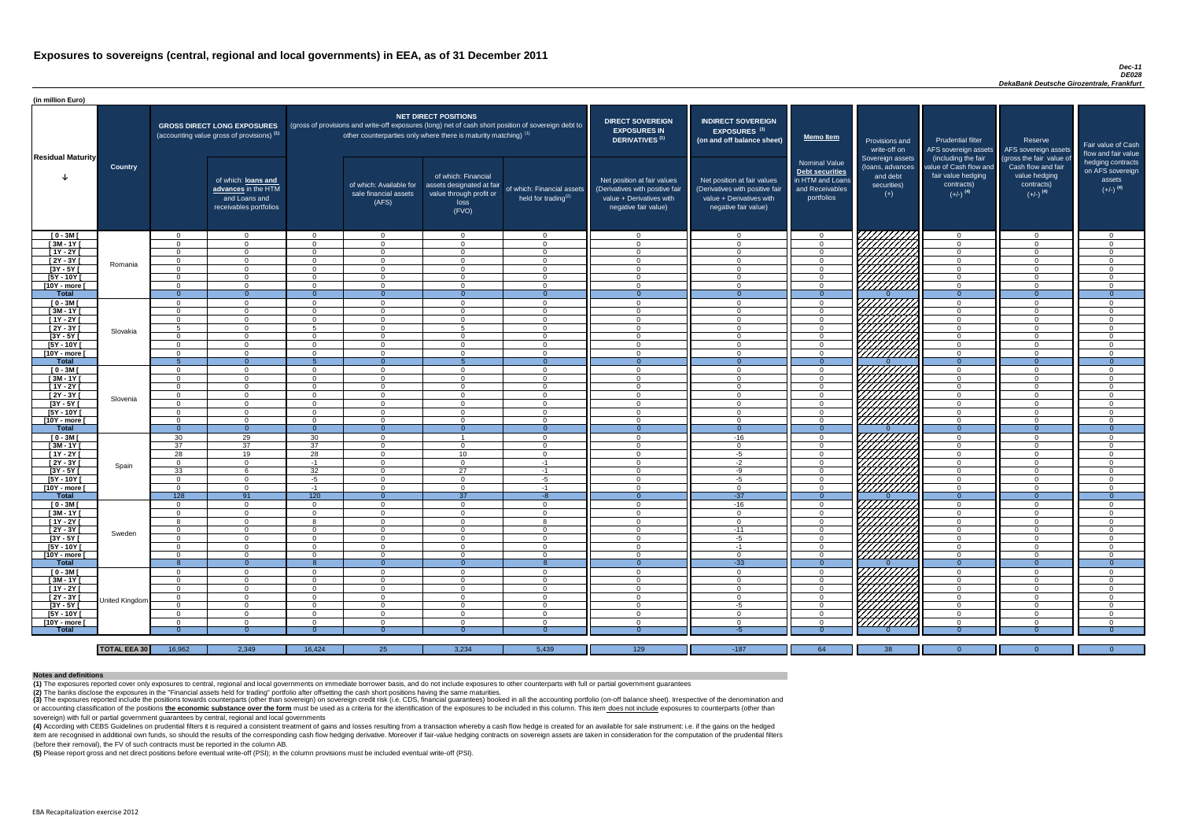# Exposures to sovereigns (central, regional and local governments) in EEA, as of 31 December 2011

*Dec-11*
*DE028*
*DekaBank Deutsche Girozentrale, Frankfurt*

(in million Euro)

| Residual Maturity | Country | GROSS DIRECT LONG EXPOSURES (accounting value gross of provisions) (1) | of which: loans and advances in the HTM and Loans and receivables portfolios | NET DIRECT POSITIONS (gross of provisions and write-off exposures (long) net of cash short position of sovereign debt to other counterparties only where there is maturity matching) (1) | of which: Available for sale financial assets (AFS) | of which: Financial assets designated at fair value through profit or loss (FVO) | of which: Financial assets held for trading(2) | DIRECT SOVEREIGN EXPOSURES IN DERIVATIVES (1) Net position at fair values (Derivatives with positive fair value + Derivatives with negative fair value) | INDIRECT SOVEREIGN EXPOSURES (3) (on and off balance sheet) Net position at fair values (Derivatives with positive fair value + Derivatives with negative fair value) | Memo Item: Nominal Value Debt securities in HTM and Loans and Receivables portfolios | Provisions and write-off on Sovereign assets (loans, advances and debt securities) (+) | Prudential filter AFS sovereign assets (including the fair value of Cash flow and fair value hedging contracts) (+/-) (4) | Reserve AFS sovereign assets (gross the fair value of Cash flow and fair value hedging contracts) (+/-) (4) | Fair value of Cash flow and fair value hedging contracts on AFS sovereign assets (+/-) (4) |
|---|---|---|---|---|---|---|---|---|---|---|---|---|---|---|
| [ 0 - 3M [ | Romania | 0 | 0 | 0 | 0 | 0 | 0 | 0 | 0 | 0 | | 0 | 0 | 0 |
| [ 3M - 1Y [ | | 0 | 0 | 0 | 0 | 0 | 0 | 0 | 0 | 0 | | 0 | 0 | 0 |
| [ 1Y - 2Y [ | | 0 | 0 | 0 | 0 | 0 | 0 | 0 | 0 | 0 | | 0 | 0 | 0 |
| [ 2Y - 3Y [ | | 0 | 0 | 0 | 0 | 0 | 0 | 0 | 0 | 0 | | 0 | 0 | 0 |
| [3Y - 5Y [ | | 0 | 0 | 0 | 0 | 0 | 0 | 0 | 0 | 0 | | 0 | 0 | 0 |
| [5Y - 10Y [ | | 0 | 0 | 0 | 0 | 0 | 0 | 0 | 0 | 0 | | 0 | 0 | 0 |
| [10Y - more [ | | 0 | 0 | 0 | 0 | 0 | 0 | 0 | 0 | 0 | | 0 | 0 | 0 |
| **Total** | | 0 | 0 | 0 | 0 | 0 | 0 | 0 | 0 | 0 | 0 | 0 | 0 | 0 |
| [ 0 - 3M [ | Slovakia | 0 | 0 | 0 | 0 | 0 | 0 | 0 | 0 | 0 | | 0 | 0 | 0 |
| [ 3M - 1Y [ | | 0 | 0 | 0 | 0 | 0 | 0 | 0 | 0 | 0 | | 0 | 0 | 0 |
| [ 1Y - 2Y [ | | 0 | 0 | 0 | 0 | 0 | 0 | 0 | 0 | 0 | | 0 | 0 | 0 |
| [ 2Y - 3Y [ | | 5 | 0 | 5 | 0 | 5 | 0 | 0 | 0 | 0 | | 0 | 0 | 0 |
| [3Y - 5Y [ | | 0 | 0 | 0 | 0 | 0 | 0 | 0 | 0 | 0 | | 0 | 0 | 0 |
| [5Y - 10Y [ | | 0 | 0 | 0 | 0 | 0 | 0 | 0 | 0 | 0 | | 0 | 0 | 0 |
| [10Y - more [ | | 0 | 0 | 0 | 0 | 0 | 0 | 0 | 0 | 0 | | 0 | 0 | 0 |
| **Total** | | 5 | 0 | 5 | 0 | 5 | 0 | 0 | 0 | 0 | 0 | 0 | 0 | 0 |
| [ 0 - 3M [ | Slovenia | 0 | 0 | 0 | 0 | 0 | 0 | 0 | 0 | 0 | | 0 | 0 | 0 |
| [ 3M - 1Y [ | | 0 | 0 | 0 | 0 | 0 | 0 | 0 | 0 | 0 | | 0 | 0 | 0 |
| [ 1Y - 2Y [ | | 0 | 0 | 0 | 0 | 0 | 0 | 0 | 0 | 0 | | 0 | 0 | 0 |
| [ 2Y - 3Y [ | | 0 | 0 | 0 | 0 | 0 | 0 | 0 | 0 | 0 | | 0 | 0 | 0 |
| [3Y - 5Y [ | | 0 | 0 | 0 | 0 | 0 | 0 | 0 | 0 | 0 | | 0 | 0 | 0 |
| [5Y - 10Y [ | | 0 | 0 | 0 | 0 | 0 | 0 | 0 | 0 | 0 | | 0 | 0 | 0 |
| [10Y - more [ | | 0 | 0 | 0 | 0 | 0 | 0 | 0 | 0 | 0 | | 0 | 0 | 0 |
| **Total** | | 0 | 0 | 0 | 0 | 0 | 0 | 0 | 0 | 0 | 0 | 0 | 0 | 0 |
| [ 0 - 3M [ | Spain | 30 | 29 | 30 | 0 | 1 | 0 | 0 | -16 | 0 | | 0 | 0 | 0 |
| [ 3M - 1Y [ | | 37 | 37 | 37 | 0 | 0 | 0 | 0 | 0 | 0 | | 0 | 0 | 0 |
| [ 1Y - 2Y [ | | 28 | 19 | 28 | 0 | 10 | 0 | 0 | -5 | 0 | | 0 | 0 | 0 |
| [ 2Y - 3Y [ | | 0 | 0 | -1 | 0 | 0 | -1 | 0 | -2 | 0 | | 0 | 0 | 0 |
| [3Y - 5Y [ | | 33 | 6 | 32 | 0 | 27 | -1 | 0 | -9 | 0 | | 0 | 0 | 0 |
| [5Y - 10Y [ | | 0 | 0 | -5 | 0 | 0 | -5 | 0 | -5 | 0 | | 0 | 0 | 0 |
| [10Y - more [ | | 0 | 0 | -1 | 0 | 0 | -1 | 0 | 0 | 0 | | 0 | 0 | 0 |
| **Total** | | 128 | 91 | 120 | 0 | 37 | -8 | 0 | -37 | 0 | 0 | 0 | 0 | 0 |
| [ 0 - 3M [ | Sweden | 0 | 0 | 0 | 0 | 0 | 0 | 0 | -16 | 0 | | 0 | 0 | 0 |
| [ 3M - 1Y [ | | 0 | 0 | 0 | 0 | 0 | 0 | 0 | 0 | 0 | | 0 | 0 | 0 |
| [ 1Y - 2Y [ | | 8 | 0 | 8 | 0 | 0 | 8 | 0 | 0 | 0 | | 0 | 0 | 0 |
| [ 2Y - 3Y [ | | 0 | 0 | 0 | 0 | 0 | 0 | 0 | -11 | 0 | | 0 | 0 | 0 |
| [3Y - 5Y [ | | 0 | 0 | 0 | 0 | 0 | 0 | 0 | -5 | 0 | | 0 | 0 | 0 |
| [5Y - 10Y [ | | 0 | 0 | 0 | 0 | 0 | 0 | 0 | -1 | 0 | | 0 | 0 | 0 |
| [10Y - more [ | | 0 | 0 | 0 | 0 | 0 | 0 | 0 | 0 | 0 | | 0 | 0 | 0 |
| **Total** | | 8 | 0 | 8 | 0 | 0 | 8 | 0 | -33 | 0 | 0 | 0 | 0 | 0 |
| [ 0 - 3M [ | United Kingdom | 0 | 0 | 0 | 0 | 0 | 0 | 0 | 0 | 0 | | 0 | 0 | 0 |
| [ 3M - 1Y [ | | 0 | 0 | 0 | 0 | 0 | 0 | 0 | 0 | 0 | | 0 | 0 | 0 |
| [ 1Y - 2Y [ | | 0 | 0 | 0 | 0 | 0 | 0 | 0 | 0 | 0 | | 0 | 0 | 0 |
| [ 2Y - 3Y [ | | 0 | 0 | 0 | 0 | 0 | 0 | 0 | 0 | 0 | | 0 | 0 | 0 |
| [3Y - 5Y [ | | 0 | 0 | 0 | 0 | 0 | 0 | 0 | -5 | 0 | | 0 | 0 | 0 |
| [5Y - 10Y [ | | 0 | 0 | 0 | 0 | 0 | 0 | 0 | 0 | 0 | | 0 | 0 | 0 |
| [10Y - more [ | | 0 | 0 | 0 | 0 | 0 | 0 | 0 | 0 | 0 | | 0 | 0 | 0 |
| **Total** | | 0 | 0 | 0 | 0 | 0 | 0 | 0 | -5 | 0 | 0 | 0 | 0 | 0 |
| **TOTAL EEA 30** | | 16,962 | 2,349 | 16,424 | 25 | 3,234 | 5,439 | 129 | -187 | 64 | 38 | 0 | 0 | 0 |

**Notes and definitions**

**(1)** The exposures reported cover only exposures to central, regional and local governments on immediate borrower basis, and do not include exposures to other counterparts with full or partial government guarantees

**(2)** The banks disclose the exposures in the "Financial assets held for trading" portfolio after offsetting the cash short positions having the same maturities.

**(3)** The exposures reported include the positions towards counterparts (other than sovereign) on sovereign credit risk (i.e. CDS, financial guarantees) booked in all the accounting portfolio (on-off balance sheet). Irrespective of the denomination and or accounting classification of the positions **the economic substance over the form** must be used as a criteria for the identification of the exposures to be included in this column. This item does not include exposures to counterparts (other than sovereign) with full or partial government guarantees by central, regional and local governments

**(4)** According with CEBS Guidelines on prudential filters it is required a consistent treatment of gains and losses resulting from a transaction whereby a cash flow hedge is created for an available for sale instrument: i.e. if the gains on the hedged item are recognised in additional own funds, so should the results of the corresponding cash flow hedging derivative. Moreover if fair-value hedging contracts on sovereign assets are taken in consideration for the computation of the prudential filters (before their removal), the FV of such contracts must be reported in the column AB.

**(5)** Please report gross and net direct positions before eventual write-off (PSI); in the column provisions must be included eventual write-off (PSI).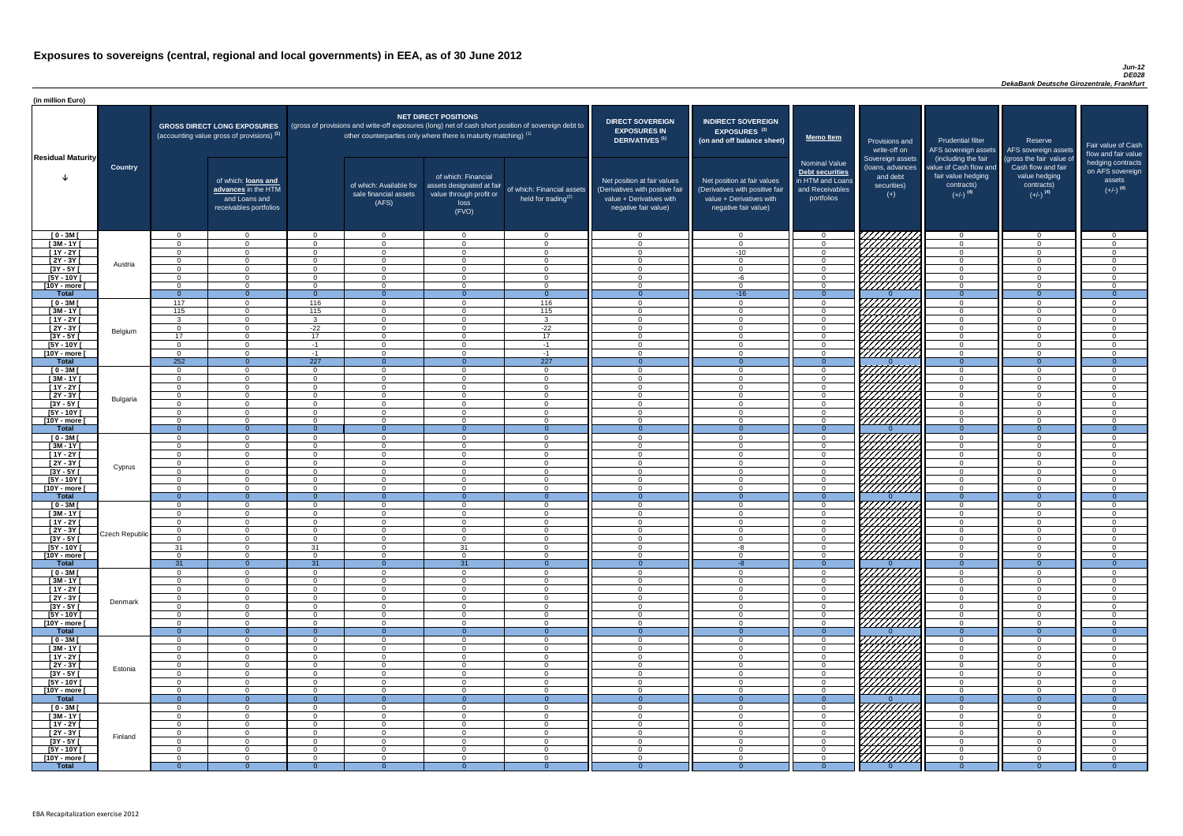# Exposures to sovereigns (central, regional and local governments) in EEA, as of 30 June 2012

*Jun-12*
*DE028*
*DekaBank Deutsche Girozentrale, Frankfurt*

(in million Euro)

| Residual Maturity | Country | GROSS DIRECT LONG EXPOSURES (accounting value gross of provisions) (1) | of which: loans and advances in the HTM and Loans and receivables portfolios | NET DIRECT POSITIONS (gross of provisions and write-off exposures (long) net of cash short position of sovereign debt to other counterparties only where there is maturity matching) (1) | of which: Available for sale financial assets (AFS) | of which: Financial assets designated at fair value through profit or loss (FVO) | of which: Financial assets held for trading (2) | DIRECT SOVEREIGN EXPOSURES IN DERIVATIVES (1) Net position at fair values (Derivatives with positive fair value + Derivatives with negative fair value) | INDIRECT SOVEREIGN EXPOSURES (3) (on and off balance sheet) Net position at fair values (Derivatives with positive fair value + Derivatives with negative fair value) | Memo Item: Nominal Value Debt securities in HTM and Loans and Receivables portfolios | Provisions and write-off on Sovereign assets (loans, advances and debt securities) (+) | Prudential filter AFS sovereign assets (including the fair value of Cash flow and fair value hedging contracts) (+/-) (4) | Reserve AFS sovereign assets (gross the fair value of Cash flow and fair value hedging contracts) (+/-) (4) | Fair value of Cash flow and fair value hedging contracts on AFS sovereign assets (+/-) (4) |
|---|---|---|---|---|---|---|---|---|---|---|---|---|---|---|
| [ 0 - 3M [ | Austria | 0 | 0 | 0 | 0 | 0 | 0 | 0 | 0 | 0 | | 0 | 0 | 0 |
| [ 3M - 1Y [ | | 0 | 0 | 0 | 0 | 0 | 0 | 0 | 0 | 0 | | 0 | 0 | 0 |
| [ 1Y - 2Y [ | | 0 | 0 | 0 | 0 | 0 | 0 | 0 | -10 | 0 | | 0 | 0 | 0 |
| [ 2Y - 3Y [ | | 0 | 0 | 0 | 0 | 0 | 0 | 0 | 0 | 0 | | 0 | 0 | 0 |
| [3Y - 5Y [ | | 0 | 0 | 0 | 0 | 0 | 0 | 0 | 0 | 0 | | 0 | 0 | 0 |
| [5Y - 10Y [ | | 0 | 0 | 0 | 0 | 0 | 0 | 0 | -6 | 0 | | 0 | 0 | 0 |
| [10Y - more [ | | 0 | 0 | 0 | 0 | 0 | 0 | 0 | 0 | 0 | | 0 | 0 | 0 |
| **Total** | | 0 | 0 | 0 | 0 | 0 | 0 | 0 | -16 | 0 | 0 | 0 | 0 | 0 |
| [ 0 - 3M [ | Belgium | 117 | 0 | 116 | 0 | 0 | 116 | 0 | 0 | 0 | | 0 | 0 | 0 |
| [ 3M - 1Y [ | | 115 | 0 | 115 | 0 | 0 | 115 | 0 | 0 | 0 | | 0 | 0 | 0 |
| [ 1Y - 2Y [ | | 3 | 0 | 3 | 0 | 0 | 3 | 0 | 0 | 0 | | 0 | 0 | 0 |
| [ 2Y - 3Y [ | | 0 | 0 | -22 | 0 | 0 | -22 | 0 | 0 | 0 | | 0 | 0 | 0 |
| [3Y - 5Y [ | | 17 | 0 | 17 | 0 | 0 | 17 | 0 | 0 | 0 | | 0 | 0 | 0 |
| [5Y - 10Y [ | | 0 | 0 | -1 | 0 | 0 | -1 | 0 | 0 | 0 | | 0 | 0 | 0 |
| [10Y - more [ | | 0 | 0 | -1 | 0 | 0 | -1 | 0 | 0 | 0 | | 0 | 0 | 0 |
| **Total** | | 252 | 0 | 227 | 0 | 0 | 227 | 0 | 0 | 0 | 0 | 0 | 0 | 0 |
| [ 0 - 3M [ | Bulgaria | 0 | 0 | 0 | 0 | 0 | 0 | 0 | 0 | 0 | | 0 | 0 | 0 |
| [ 3M - 1Y [ | | 0 | 0 | 0 | 0 | 0 | 0 | 0 | 0 | 0 | | 0 | 0 | 0 |
| [ 1Y - 2Y [ | | 0 | 0 | 0 | 0 | 0 | 0 | 0 | 0 | 0 | | 0 | 0 | 0 |
| [ 2Y - 3Y [ | | 0 | 0 | 0 | 0 | 0 | 0 | 0 | 0 | 0 | | 0 | 0 | 0 |
| [3Y - 5Y [ | | 0 | 0 | 0 | 0 | 0 | 0 | 0 | 0 | 0 | | 0 | 0 | 0 |
| [5Y - 10Y [ | | 0 | 0 | 0 | 0 | 0 | 0 | 0 | 0 | 0 | | 0 | 0 | 0 |
| [10Y - more [ | | 0 | 0 | 0 | 0 | 0 | 0 | 0 | 0 | 0 | | 0 | 0 | 0 |
| **Total** | | 0 | 0 | 0 | 0 | 0 | 0 | 0 | 0 | 0 | 0 | 0 | 0 | 0 |
| [ 0 - 3M [ | Cyprus | 0 | 0 | 0 | 0 | 0 | 0 | 0 | 0 | 0 | | 0 | 0 | 0 |
| [ 3M - 1Y [ | | 0 | 0 | 0 | 0 | 0 | 0 | 0 | 0 | 0 | | 0 | 0 | 0 |
| [ 1Y - 2Y [ | | 0 | 0 | 0 | 0 | 0 | 0 | 0 | 0 | 0 | | 0 | 0 | 0 |
| [ 2Y - 3Y [ | | 0 | 0 | 0 | 0 | 0 | 0 | 0 | 0 | 0 | | 0 | 0 | 0 |
| [3Y - 5Y [ | | 0 | 0 | 0 | 0 | 0 | 0 | 0 | 0 | 0 | | 0 | 0 | 0 |
| [5Y - 10Y [ | | 0 | 0 | 0 | 0 | 0 | 0 | 0 | 0 | 0 | | 0 | 0 | 0 |
| [10Y - more [ | | 0 | 0 | 0 | 0 | 0 | 0 | 0 | 0 | 0 | | 0 | 0 | 0 |
| **Total** | | 0 | 0 | 0 | 0 | 0 | 0 | 0 | 0 | 0 | 0 | 0 | 0 | 0 |
| [ 0 - 3M [ | Czech Republic | 0 | 0 | 0 | 0 | 0 | 0 | 0 | 0 | 0 | | 0 | 0 | 0 |
| [ 3M - 1Y [ | | 0 | 0 | 0 | 0 | 0 | 0 | 0 | 0 | 0 | | 0 | 0 | 0 |
| [ 1Y - 2Y [ | | 0 | 0 | 0 | 0 | 0 | 0 | 0 | 0 | 0 | | 0 | 0 | 0 |
| [ 2Y - 3Y [ | | 0 | 0 | 0 | 0 | 0 | 0 | 0 | 0 | 0 | | 0 | 0 | 0 |
| [3Y - 5Y [ | | 0 | 0 | 0 | 0 | 0 | 0 | 0 | 0 | 0 | | 0 | 0 | 0 |
| [5Y - 10Y [ | | 31 | 0 | 31 | 0 | 31 | 0 | 0 | -8 | 0 | | 0 | 0 | 0 |
| [10Y - more [ | | 0 | 0 | 0 | 0 | 0 | 0 | 0 | 0 | 0 | | 0 | 0 | 0 |
| **Total** | | 31 | 0 | 31 | 0 | 31 | 0 | 0 | -8 | 0 | 0 | 0 | 0 | 0 |
| [ 0 - 3M [ | Denmark | 0 | 0 | 0 | 0 | 0 | 0 | 0 | 0 | 0 | | 0 | 0 | 0 |
| [ 3M - 1Y [ | | 0 | 0 | 0 | 0 | 0 | 0 | 0 | 0 | 0 | | 0 | 0 | 0 |
| [ 1Y - 2Y [ | | 0 | 0 | 0 | 0 | 0 | 0 | 0 | 0 | 0 | | 0 | 0 | 0 |
| [ 2Y - 3Y [ | | 0 | 0 | 0 | 0 | 0 | 0 | 0 | 0 | 0 | | 0 | 0 | 0 |
| [3Y - 5Y [ | | 0 | 0 | 0 | 0 | 0 | 0 | 0 | 0 | 0 | | 0 | 0 | 0 |
| [5Y - 10Y [ | | 0 | 0 | 0 | 0 | 0 | 0 | 0 | 0 | 0 | | 0 | 0 | 0 |
| [10Y - more [ | | 0 | 0 | 0 | 0 | 0 | 0 | 0 | 0 | 0 | | 0 | 0 | 0 |
| **Total** | | 0 | 0 | 0 | 0 | 0 | 0 | 0 | 0 | 0 | 0 | 0 | 0 | 0 |
| [ 0 - 3M [ | Estonia | 0 | 0 | 0 | 0 | 0 | 0 | 0 | 0 | 0 | | 0 | 0 | 0 |
| [ 3M - 1Y [ | | 0 | 0 | 0 | 0 | 0 | 0 | 0 | 0 | 0 | | 0 | 0 | 0 |
| [ 1Y - 2Y [ | | 0 | 0 | 0 | 0 | 0 | 0 | 0 | 0 | 0 | | 0 | 0 | 0 |
| [ 2Y - 3Y [ | | 0 | 0 | 0 | 0 | 0 | 0 | 0 | 0 | 0 | | 0 | 0 | 0 |
| [3Y - 5Y [ | | 0 | 0 | 0 | 0 | 0 | 0 | 0 | 0 | 0 | | 0 | 0 | 0 |
| [5Y - 10Y [ | | 0 | 0 | 0 | 0 | 0 | 0 | 0 | 0 | 0 | | 0 | 0 | 0 |
| [10Y - more [ | | 0 | 0 | 0 | 0 | 0 | 0 | 0 | 0 | 0 | | 0 | 0 | 0 |
| **Total** | | 0 | 0 | 0 | 0 | 0 | 0 | 0 | 0 | 0 | 0 | 0 | 0 | 0 |
| [ 0 - 3M [ | Finland | 0 | 0 | 0 | 0 | 0 | 0 | 0 | 0 | 0 | | 0 | 0 | 0 |
| [ 3M - 1Y [ | | 0 | 0 | 0 | 0 | 0 | 0 | 0 | 0 | 0 | | 0 | 0 | 0 |
| [ 1Y - 2Y [ | | 0 | 0 | 0 | 0 | 0 | 0 | 0 | 0 | 0 | | 0 | 0 | 0 |
| [ 2Y - 3Y [ | | 0 | 0 | 0 | 0 | 0 | 0 | 0 | 0 | 0 | | 0 | 0 | 0 |
| [3Y - 5Y [ | | 0 | 0 | 0 | 0 | 0 | 0 | 0 | 0 | 0 | | 0 | 0 | 0 |
| [5Y - 10Y [ | | 0 | 0 | 0 | 0 | 0 | 0 | 0 | 0 | 0 | | 0 | 0 | 0 |
| [10Y - more [ | | 0 | 0 | 0 | 0 | 0 | 0 | 0 | 0 | 0 | | 0 | 0 | 0 |
| **Total** | | 0 | 0 | 0 | 0 | 0 | 0 | 0 | 0 | 0 | 0 | 0 | 0 | 0 |

EBA Recapitalization exercise 2012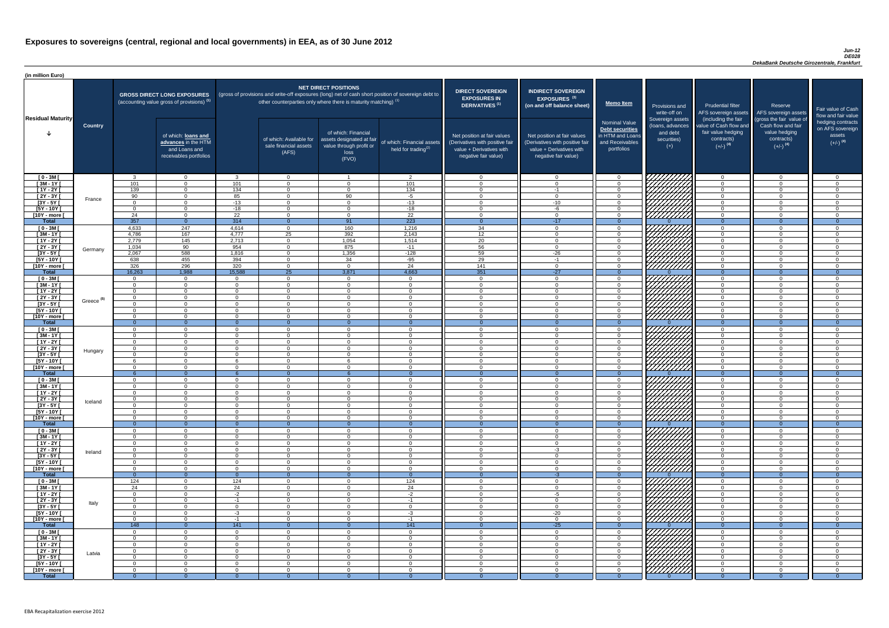# Exposures to sovereigns (central, regional and local governments) in EEA, as of 30 June 2012

*Jun-12*
*DE028*
*DekaBank Deutsche Girozentrale, Frankfurt*

(in million Euro)

| Residual Maturity | Country | GROSS DIRECT LONG EXPOSURES (accounting value gross of provisions) (1) | of which: loans and advances in the HTM and Loans and receivables portfolios | NET DIRECT POSITIONS (gross of provisions and write-off exposures (long) net of cash short position of sovereign debt to other counterparties only where there is maturity matching) (1) | of which: Available for sale financial assets (AFS) | of which: Financial assets designated at fair value through profit or loss (FVO) | of which: Financial assets held for trading(2) | DIRECT SOVEREIGN EXPOSURES IN DERIVATIVES (1) Net position at fair values (Derivatives with positive fair value + Derivatives with negative fair value) | INDIRECT SOVEREIGN EXPOSURES (3) (on and off balance sheet) Net position at fair values (Derivatives with positive fair value + Derivatives with negative fair value) | Memo Item: Nominal Value Debt securities in HTM and Loans and Receivables portfolios | Provisions and write-off on Sovereign assets (loans, advances and debt securities) (+) | Prudential filter AFS sovereign assets (including the fair value of Cash flow and fair value hedging contracts) (+/-) (4) | Reserve AFS sovereign assets (gross the fair value of Cash flow and fair value hedging contracts) (+/-) (4) | Fair value of Cash flow and fair value hedging contracts on AFS sovereign assets (+/-) (4) |
|---|---|---|---|---|---|---|---|---|---|---|---|---|---|---|
| [ 0 - 3M [ | France | 3 | 0 | 3 | 0 | 1 | 2 | 0 | 0 | 0 | | 0 | 0 | 0 |
| [ 3M - 1Y [ | | 101 | 0 | 101 | 0 | 0 | 101 | 0 | 0 | 0 | | 0 | 0 | 0 |
| [ 1Y - 2Y [ | | 139 | 0 | 134 | 0 | 0 | 134 | 0 | -1 | 0 | | 0 | 0 | 0 |
| [ 2Y - 3Y [ | | 90 | 0 | 85 | 0 | 90 | -5 | 0 | 0 | 0 | | 0 | 0 | 0 |
| [3Y - 5Y [ | | 0 | 0 | -13 | 0 | 0 | -13 | 0 | -10 | 0 | | 0 | 0 | 0 |
| [5Y - 10Y [ | | 0 | 0 | -18 | 0 | 0 | -18 | 0 | -6 | 0 | | 0 | 0 | 0 |
| [10Y - more [ | | 24 | 0 | 22 | 0 | 0 | 22 | 0 | 0 | 0 | | 0 | 0 | 0 |
| **Total** | | 357 | 0 | 314 | 0 | 91 | 223 | 0 | -17 | 0 | 0 | 0 | 0 | 0 |
| [ 0 - 3M [ | Germany | 4,633 | 247 | 4,614 | 0 | 160 | 1,216 | 34 | 0 | 0 | | 0 | 0 | 0 |
| [ 3M - 1Y [ | | 4,786 | 167 | 4,777 | 25 | 392 | 2,143 | 12 | 0 | 0 | | 0 | 0 | 0 |
| [ 1Y - 2Y [ | | 2,779 | 145 | 2,713 | 0 | 1,054 | 1,514 | 20 | 0 | 0 | | 0 | 0 | 0 |
| [ 2Y - 3Y [ | | 1,034 | 90 | 954 | 0 | 875 | -11 | 56 | 0 | 0 | | 0 | 0 | 0 |
| [3Y - 5Y [ | | 2,067 | 588 | 1,816 | 0 | 1,356 | -128 | 59 | -26 | 0 | | 0 | 0 | 0 |
| [5Y - 10Y [ | | 638 | 455 | 394 | 0 | 34 | -95 | 29 | -1 | 0 | | 0 | 0 | 0 |
| [10Y - more [ | | 326 | 296 | 320 | 0 | 0 | 24 | 141 | 0 | 0 | | 0 | 0 | 0 |
| **Total** | | 16,263 | 1,988 | 15,588 | 25 | 3,871 | 4,663 | 351 | -27 | 0 | 0 | 0 | 0 | 0 |
| [ 0 - 3M [ | Greece (5) | 0 | 0 | 0 | 0 | 0 | 0 | 0 | 0 | 0 | | 0 | 0 | 0 |
| [ 3M - 1Y [ | | 0 | 0 | 0 | 0 | 0 | 0 | 0 | 0 | 0 | | 0 | 0 | 0 |
| [ 1Y - 2Y [ | | 0 | 0 | 0 | 0 | 0 | 0 | 0 | 0 | 0 | | 0 | 0 | 0 |
| [ 2Y - 3Y [ | | 0 | 0 | 0 | 0 | 0 | 0 | 0 | 0 | 0 | | 0 | 0 | 0 |
| [3Y - 5Y [ | | 0 | 0 | 0 | 0 | 0 | 0 | 0 | 0 | 0 | | 0 | 0 | 0 |
| [5Y - 10Y [ | | 0 | 0 | 0 | 0 | 0 | 0 | 0 | 0 | 0 | | 0 | 0 | 0 |
| [10Y - more [ | | 0 | 0 | 0 | 0 | 0 | 0 | 0 | 0 | 0 | | 0 | 0 | 0 |
| **Total** | | 0 | 0 | 0 | 0 | 0 | 0 | 0 | 0 | 0 | 0 | 0 | 0 | 0 |
| [ 0 - 3M [ | Hungary | 0 | 0 | 0 | 0 | 0 | 0 | 0 | 0 | 0 | | 0 | 0 | 0 |
| [ 3M - 1Y [ | | 0 | 0 | 0 | 0 | 0 | 0 | 0 | 0 | 0 | | 0 | 0 | 0 |
| [ 1Y - 2Y [ | | 0 | 0 | 0 | 0 | 0 | 0 | 0 | 0 | 0 | | 0 | 0 | 0 |
| [ 2Y - 3Y [ | | 0 | 0 | 0 | 0 | 0 | 0 | 0 | 0 | 0 | | 0 | 0 | 0 |
| [3Y - 5Y [ | | 0 | 0 | 0 | 0 | 0 | 0 | 0 | 0 | 0 | | 0 | 0 | 0 |
| [5Y - 10Y [ | | 6 | 0 | 6 | 0 | 6 | 0 | 0 | 0 | 0 | | 0 | 0 | 0 |
| [10Y - more [ | | 0 | 0 | 0 | 0 | 0 | 0 | 0 | 0 | 0 | | 0 | 0 | 0 |
| **Total** | | 6 | 0 | 6 | 0 | 6 | 0 | 0 | 0 | 0 | 0 | 0 | 0 | 0 |
| [ 0 - 3M [ | Iceland | 0 | 0 | 0 | 0 | 0 | 0 | 0 | 0 | 0 | | 0 | 0 | 0 |
| [ 3M - 1Y [ | | 0 | 0 | 0 | 0 | 0 | 0 | 0 | 0 | 0 | | 0 | 0 | 0 |
| [ 1Y - 2Y [ | | 0 | 0 | 0 | 0 | 0 | 0 | 0 | 0 | 0 | | 0 | 0 | 0 |
| [ 2Y - 3Y [ | | 0 | 0 | 0 | 0 | 0 | 0 | 0 | 0 | 0 | | 0 | 0 | 0 |
| [3Y - 5Y [ | | 0 | 0 | 0 | 0 | 0 | 0 | 0 | 0 | 0 | | 0 | 0 | 0 |
| [5Y - 10Y [ | | 0 | 0 | 0 | 0 | 0 | 0 | 0 | 0 | 0 | | 0 | 0 | 0 |
| [10Y - more [ | | 0 | 0 | 0 | 0 | 0 | 0 | 0 | 0 | 0 | | 0 | 0 | 0 |
| **Total** | | 0 | 0 | 0 | 0 | 0 | 0 | 0 | 0 | 0 | 0 | 0 | 0 | 0 |
| [ 0 - 3M [ | Ireland | 0 | 0 | 0 | 0 | 0 | 0 | 0 | 0 | 0 | | 0 | 0 | 0 |
| [ 3M - 1Y [ | | 0 | 0 | 0 | 0 | 0 | 0 | 0 | 0 | 0 | | 0 | 0 | 0 |
| [ 1Y - 2Y [ | | 0 | 0 | 0 | 0 | 0 | 0 | 0 | 0 | 0 | | 0 | 0 | 0 |
| [ 2Y - 3Y [ | | 0 | 0 | 0 | 0 | 0 | 0 | 0 | -3 | 0 | | 0 | 0 | 0 |
| [3Y - 5Y [ | | 0 | 0 | 0 | 0 | 0 | 0 | 0 | 0 | 0 | | 0 | 0 | 0 |
| [5Y - 10Y [ | | 0 | 0 | 0 | 0 | 0 | 0 | 0 | 0 | 0 | | 0 | 0 | 0 |
| [10Y - more [ | | 0 | 0 | 0 | 0 | 0 | 0 | 0 | 0 | 0 | | 0 | 0 | 0 |
| **Total** | | 0 | 0 | 0 | 0 | 0 | 0 | 0 | -3 | 0 | 0 | 0 | 0 | 0 |
| [ 0 - 3M [ | Italy | 124 | 0 | 124 | 0 | 0 | 124 | 0 | 0 | 0 | | 0 | 0 | 0 |
| [ 3M - 1Y [ | | 24 | 0 | 24 | 0 | 0 | 24 | 0 | 0 | 0 | | 0 | 0 | 0 |
| [ 1Y - 2Y [ | | 0 | 0 | -2 | 0 | 0 | -2 | 0 | -5 | 0 | | 0 | 0 | 0 |
| [ 2Y - 3Y [ | | 0 | 0 | -1 | 0 | 0 | -1 | 0 | 0 | 0 | | 0 | 0 | 0 |
| [3Y - 5Y [ | | 0 | 0 | 0 | 0 | 0 | 0 | 0 | 0 | 0 | | 0 | 0 | 0 |
| [5Y - 10Y [ | | 0 | 0 | -3 | 0 | 0 | -3 | 0 | -20 | 0 | | 0 | 0 | 0 |
| [10Y - more [ | | 0 | 0 | -1 | 0 | 0 | -1 | 0 | 0 | 0 | | 0 | 0 | 0 |
| **Total** | | 148 | 0 | 141 | 0 | 0 | 141 | 0 | -25 | 0 | 0 | 0 | 0 | 0 |
| [ 0 - 3M [ | Latvia | 0 | 0 | 0 | 0 | 0 | 0 | 0 | 0 | 0 | | 0 | 0 | 0 |
| [ 3M - 1Y [ | | 0 | 0 | 0 | 0 | 0 | 0 | 0 | 0 | 0 | | 0 | 0 | 0 |
| [ 1Y - 2Y [ | | 0 | 0 | 0 | 0 | 0 | 0 | 0 | 0 | 0 | | 0 | 0 | 0 |
| [ 2Y - 3Y [ | | 0 | 0 | 0 | 0 | 0 | 0 | 0 | 0 | 0 | | 0 | 0 | 0 |
| [3Y - 5Y [ | | 0 | 0 | 0 | 0 | 0 | 0 | 0 | 0 | 0 | | 0 | 0 | 0 |
| [5Y - 10Y [ | | 0 | 0 | 0 | 0 | 0 | 0 | 0 | 0 | 0 | | 0 | 0 | 0 |
| [10Y - more [ | | 0 | 0 | 0 | 0 | 0 | 0 | 0 | 0 | 0 | | 0 | 0 | 0 |
| **Total** | | 0 | 0 | 0 | 0 | 0 | 0 | 0 | 0 | 0 | 0 | 0 | 0 | 0 |

EBA Recapitalization exercise 2012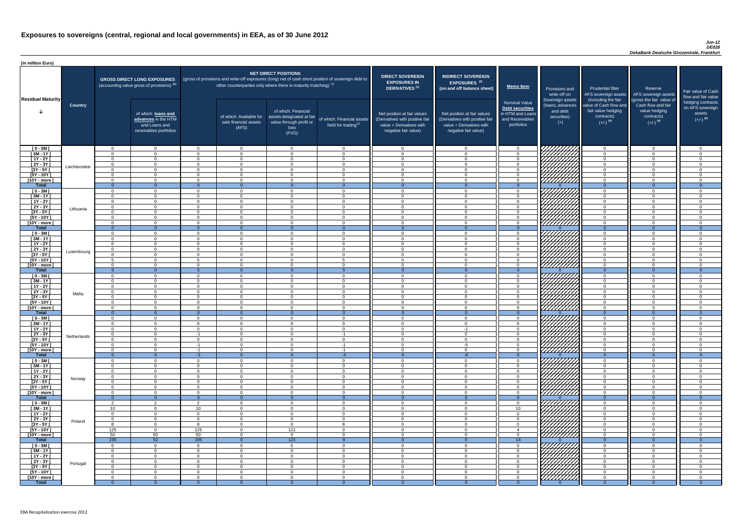# Exposures to sovereigns (central, regional and local governments) in EEA, as of 30 June 2012

*Jun-12*
*DE028*
*DekaBank Deutsche Girozentrale, Frankfurt*

(in million Euro)

| Residual Maturity | Country | GROSS DIRECT LONG EXPOSURES (accounting value gross of provisions) (1) | of which: loans and advances in the HTM and Loans and receivables portfolios | NET DIRECT POSITIONS (gross of provisions and write-off exposures (long) net of cash short position of sovereign debt to other counterparties only where there is maturity matching) (1) | of which: Available for sale financial assets (AFS) | of which: Financial assets designated at fair value through profit or loss (FVO) | of which: Financial assets held for trading(2) | DIRECT SOVEREIGN EXPOSURES IN DERIVATIVES (1) Net position at fair values (Derivatives with positive fair value + Derivatives with negative fair value) | INDIRECT SOVEREIGN EXPOSURES (3) (on and off balance sheet) Net position at fair values (Derivatives with positive fair value + Derivatives with negative fair value) | Memo Item: Nominal Value Debt securities in HTM and Loans and Receivables portfolios | Provisions and write-off on Sovereign assets (loans, advances and debt securities) (+) | Prudential filter AFS sovereign assets (including the fair value of Cash flow and fair value hedging contracts) (+/-) (4) | Reserve AFS sovereign assets (gross the fair value of Cash flow and fair value hedging contracts) (+/-) (4) | Fair value of Cash flow and fair value hedging contracts on AFS sovereign assets (+/-) (4) |
|---|---|---|---|---|---|---|---|---|---|---|---|---|---|---|
| [ 0 - 3M [ | Liechtenstein | 0 | 0 | 0 | 0 | 0 | 0 | 0 | 0 | 0 | | 0 | 0 | 0 |
| [ 3M - 1Y [ | | 0 | 0 | 0 | 0 | 0 | 0 | 0 | 0 | 0 | | 0 | 0 | 0 |
| [ 1Y - 2Y [ | | 0 | 0 | 0 | 0 | 0 | 0 | 0 | 0 | 0 | | 0 | 0 | 0 |
| [ 2Y - 3Y [ | | 0 | 0 | 0 | 0 | 0 | 0 | 0 | 0 | 0 | | 0 | 0 | 0 |
| [3Y - 5Y [ | | 0 | 0 | 0 | 0 | 0 | 0 | 0 | 0 | 0 | | 0 | 0 | 0 |
| [5Y - 10Y [ | | 0 | 0 | 0 | 0 | 0 | 0 | 0 | 0 | 0 | | 0 | 0 | 0 |
| [10Y - more [ | | 0 | 0 | 0 | 0 | 0 | 0 | 0 | 0 | 0 | | 0 | 0 | 0 |
| **Total** | | 0 | 0 | 0 | 0 | 0 | 0 | 0 | 0 | 0 | 0 | 0 | 0 | 0 |
| [ 0 - 3M [ | Lithuania | 0 | 0 | 0 | 0 | 0 | 0 | 0 | 0 | 0 | | 0 | 0 | 0 |
| [ 3M - 1Y [ | | 0 | 0 | 0 | 0 | 0 | 0 | 0 | 0 | 0 | | 0 | 0 | 0 |
| [ 1Y - 2Y [ | | 0 | 0 | 0 | 0 | 0 | 0 | 0 | 0 | 0 | | 0 | 0 | 0 |
| [ 2Y - 3Y [ | | 0 | 0 | 0 | 0 | 0 | 0 | 0 | 0 | 0 | | 0 | 0 | 0 |
| [3Y - 5Y [ | | 0 | 0 | 0 | 0 | 0 | 0 | 0 | 0 | 0 | | 0 | 0 | 0 |
| [5Y - 10Y [ | | 0 | 0 | 0 | 0 | 0 | 0 | 0 | 0 | 0 | | 0 | 0 | 0 |
| [10Y - more [ | | 0 | 0 | 0 | 0 | 0 | 0 | 0 | 0 | 0 | | 0 | 0 | 0 |
| **Total** | | 0 | 0 | 0 | 0 | 0 | 0 | 0 | 0 | 0 | 0 | 0 | 0 | 0 |
| [ 0 - 3M [ | Luxembourg | 0 | 0 | 0 | 0 | 0 | 0 | 0 | 0 | 0 | | 0 | 0 | 0 |
| [ 3M - 1Y [ | | 0 | 0 | 0 | 0 | 0 | 0 | 0 | 0 | 0 | | 0 | 0 | 0 |
| [ 1Y - 2Y [ | | 0 | 0 | 0 | 0 | 0 | 0 | 0 | 0 | 0 | | 0 | 0 | 0 |
| [ 2Y - 3Y [ | | 0 | 0 | 0 | 0 | 0 | 0 | 0 | 0 | 0 | | 0 | 0 | 0 |
| [3Y - 5Y [ | | 0 | 0 | 0 | 0 | 0 | 0 | 0 | 0 | 0 | | 0 | 0 | 0 |
| [5Y - 10Y [ | | 5 | 0 | 5 | 0 | 0 | 5 | 0 | 0 | 0 | | 0 | 0 | 0 |
| [10Y - more [ | | 0 | 0 | 0 | 0 | 0 | 0 | 0 | 0 | 0 | | 0 | 0 | 0 |
| **Total** | | 5 | 0 | 5 | 0 | 0 | 5 | 0 | 0 | 0 | 0 | 0 | 0 | 0 |
| [ 0 - 3M [ | Malta | 0 | 0 | 0 | 0 | 0 | 0 | 0 | 0 | 0 | | 0 | 0 | 0 |
| [ 3M - 1Y [ | | 0 | 0 | 0 | 0 | 0 | 0 | 0 | 0 | 0 | | 0 | 0 | 0 |
| [ 1Y - 2Y [ | | 0 | 0 | 0 | 0 | 0 | 0 | 0 | 0 | 0 | | 0 | 0 | 0 |
| [ 2Y - 3Y [ | | 0 | 0 | 0 | 0 | 0 | 0 | 0 | 0 | 0 | | 0 | 0 | 0 |
| [3Y - 5Y [ | | 0 | 0 | 0 | 0 | 0 | 0 | 0 | 0 | 0 | | 0 | 0 | 0 |
| [5Y - 10Y [ | | 0 | 0 | 0 | 0 | 0 | 0 | 0 | 0 | 0 | | 0 | 0 | 0 |
| [10Y - more [ | | 0 | 0 | 0 | 0 | 0 | 0 | 0 | 0 | 0 | | 0 | 0 | 0 |
| **Total** | | 0 | 0 | 0 | 0 | 0 | 0 | 0 | 0 | 0 | 0 | 0 | 0 | 0 |
| [ 0 - 3M [ | Netherlands | 0 | 0 | 0 | 0 | 0 | 0 | 0 | 0 | 0 | | 0 | 0 | 0 |
| [ 3M - 1Y [ | | 0 | 0 | 0 | 0 | 0 | 0 | 0 | 0 | 0 | | 0 | 0 | 0 |
| [ 1Y - 2Y [ | | 0 | 0 | 0 | 0 | 0 | 0 | 0 | -1 | 0 | | 0 | 0 | 0 |
| [ 2Y - 3Y [ | | 0 | 0 | -1 | 0 | 0 | -1 | 0 | 0 | 0 | | 0 | 0 | 0 |
| [3Y - 5Y [ | | 0 | 0 | 0 | 0 | 0 | 0 | 0 | 0 | 0 | | 0 | 0 | 0 |
| [5Y - 10Y [ | | 0 | 0 | -1 | 0 | 0 | -1 | 0 | -5 | 0 | | 0 | 0 | 0 |
| [10Y - more [ | | 0 | 0 | -1 | 0 | 0 | -1 | 0 | 0 | 0 | | 0 | 0 | 0 |
| **Total** | | 0 | 0 | -3 | 0 | 0 | -3 | 0 | -6 | 0 | 0 | 0 | 0 | 0 |
| [ 0 - 3M [ | Norway | 0 | 0 | 0 | 0 | 0 | 0 | 0 | 0 | 0 | | 0 | 0 | 0 |
| [ 3M - 1Y [ | | 0 | 0 | 0 | 0 | 0 | 0 | 0 | 0 | 0 | | 0 | 0 | 0 |
| [ 1Y - 2Y [ | | 0 | 0 | 0 | 0 | 0 | 0 | 0 | 0 | 0 | | 0 | 0 | 0 |
| [ 2Y - 3Y [ | | 0 | 0 | 0 | 0 | 0 | 0 | 0 | 0 | 0 | | 0 | 0 | 0 |
| [3Y - 5Y [ | | 0 | 0 | 0 | 0 | 0 | 0 | 0 | 0 | 0 | | 0 | 0 | 0 |
| [5Y - 10Y [ | | 0 | 0 | 0 | 0 | 0 | 0 | 0 | 0 | 0 | | 0 | 0 | 0 |
| [10Y - more [ | | 0 | 0 | 0 | 0 | 0 | 0 | 0 | 0 | 0 | | 0 | 0 | 0 |
| **Total** | | 0 | 0 | 0 | 0 | 0 | 0 | 0 | 0 | 0 | 0 | 0 | 0 | 0 |
| [ 0 - 3M [ | Poland | 2 | 2 | 2 | 0 | 0 | 0 | 0 | 0 | 0 | | 0 | 0 | 0 |
| [ 3M - 1Y [ | | 10 | 0 | 10 | 0 | 0 | 0 | 0 | 0 | 10 | | 0 | 0 | 0 |
| [ 1Y - 2Y [ | | 0 | 0 | 0 | 0 | 0 | 0 | 0 | 0 | 0 | | 0 | 0 | 0 |
| [ 2Y - 3Y [ | | 0 | 0 | 0 | 0 | 0 | 0 | 0 | 0 | 0 | | 0 | 0 | 0 |
| [3Y - 5Y [ | | 8 | 0 | 8 | 0 | 0 | 8 | 0 | 0 | 0 | | 0 | 0 | 0 |
| [5Y - 10Y [ | | 125 | 0 | 125 | 0 | 121 | 0 | 0 | 0 | 4 | | 0 | 0 | 0 |
| [10Y - more [ | | 50 | 50 | 50 | 0 | 0 | 0 | 0 | 0 | 0 | | 0 | 0 | 0 |
| **Total** | | 195 | 52 | 195 | 0 | 121 | 8 | 0 | 0 | 14 | 0 | 0 | 0 | 0 |
| [ 0 - 3M [ | Portugal | 0 | 0 | 0 | 0 | 0 | 0 | 0 | 0 | 0 | | 0 | 0 | 0 |
| [ 3M - 1Y [ | | 0 | 0 | 0 | 0 | 0 | 0 | 0 | 0 | 0 | | 0 | 0 | 0 |
| [ 1Y - 2Y [ | | 0 | 0 | 0 | 0 | 0 | 0 | 0 | 0 | 0 | | 0 | 0 | 0 |
| [ 2Y - 3Y [ | | 0 | 0 | 0 | 0 | 0 | 0 | 0 | 0 | 0 | | 0 | 0 | 0 |
| [3Y - 5Y [ | | 0 | 0 | 0 | 0 | 0 | 0 | 0 | 0 | 0 | | 0 | 0 | 0 |
| [5Y - 10Y [ | | 0 | 0 | 0 | 0 | 0 | 0 | 0 | 0 | 0 | | 0 | 0 | 0 |
| [10Y - more [ | | 0 | 0 | 0 | 0 | 0 | 0 | 0 | 0 | 0 | | 0 | 0 | 0 |
| **Total** | | 0 | 0 | 0 | 0 | 0 | 0 | 0 | 0 | 0 | 0 | 0 | 0 | 0 |

EBA Recapitalization exercise 2012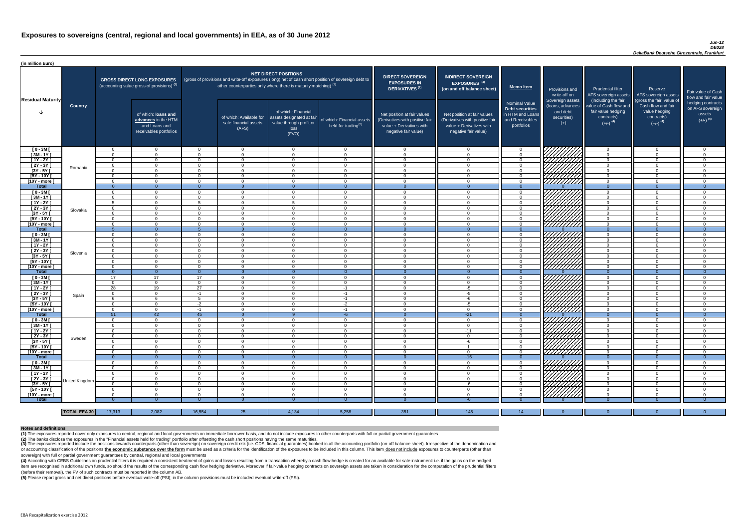# Exposures to sovereigns (central, regional and local governments) in EEA, as of 30 June 2012

*Jun-12*
*DE028*
*DekaBank Deutsche Girozentrale, Frankfurt*

(in million Euro)

| Residual Maturity | Country | GROSS DIRECT LONG EXPOSURES (accounting value gross of provisions) (1) | of which: loans and advances in the HTM and Loans and receivables portfolios | NET DIRECT POSITIONS (gross of provisions and write-off exposures (long) net of cash short position of sovereign debt to other counterparties only where there is maturity matching) (1) | of which: Available for sale financial assets (AFS) | of which: Financial assets designated at fair value through profit or loss (FVO) | of which: Financial assets held for trading(2) | DIRECT SOVEREIGN EXPOSURES IN DERIVATIVES (1) Net position at fair values (Derivatives with positive fair value + Derivatives with negative fair value) | INDIRECT SOVEREIGN EXPOSURES (3) (on and off balance sheet) Net position at fair values (Derivatives with positive fair value + Derivatives with negative fair value) | Memo Item: Nominal Value Debt securities in HTM and Loans and Receivables portfolios | Provisions and write-off on Sovereign assets (loans, advances and debt securities) (+) | Prudential filter AFS sovereign assets (including the fair value of Cash flow and fair value hedging contracts) (+/-) (4) | Reserve AFS sovereign assets (gross the fair value of Cash flow and fair value hedging contracts) (+/-) (4) | Fair value of Cash flow and fair value hedging contracts on AFS sovereign assets (+/-) (4) |
|---|---|---|---|---|---|---|---|---|---|---|---|---|---|---|
| [ 0 - 3M [ | Romania | 0 | 0 | 0 | 0 | 0 | 0 | 0 | 0 | 0 | | 0 | 0 | 0 |
| [ 3M - 1Y [ | | 0 | 0 | 0 | 0 | 0 | 0 | 0 | 0 | 0 | | 0 | 0 | 0 |
| [ 1Y - 2Y [ | | 0 | 0 | 0 | 0 | 0 | 0 | 0 | 0 | 0 | | 0 | 0 | 0 |
| [ 2Y - 3Y [ | | 0 | 0 | 0 | 0 | 0 | 0 | 0 | 0 | 0 | | 0 | 0 | 0 |
| [3Y - 5Y [ | | 0 | 0 | 0 | 0 | 0 | 0 | 0 | 0 | 0 | | 0 | 0 | 0 |
| [5Y - 10Y [ | | 0 | 0 | 0 | 0 | 0 | 0 | 0 | 0 | 0 | | 0 | 0 | 0 |
| [10Y - more [ | | 0 | 0 | 0 | 0 | 0 | 0 | 0 | 0 | 0 | | 0 | 0 | 0 |
| Total | | 0 | 0 | 0 | 0 | 0 | 0 | 0 | 0 | 0 | 0 | 0 | 0 | 0 |
| [ 0 - 3M [ | Slovakia | 0 | 0 | 0 | 0 | 0 | 0 | 0 | 0 | 0 | | 0 | 0 | 0 |
| [ 3M - 1Y [ | | 0 | 0 | 0 | 0 | 0 | 0 | 0 | 0 | 0 | | 0 | 0 | 0 |
| [ 1Y - 2Y [ | | 5 | 0 | 5 | 0 | 5 | 0 | 0 | 0 | 0 | | 0 | 0 | 0 |
| [ 2Y - 3Y [ | | 0 | 0 | 0 | 0 | 0 | 0 | 0 | 0 | 0 | | 0 | 0 | 0 |
| [3Y - 5Y [ | | 0 | 0 | 0 | 0 | 0 | 0 | 0 | 0 | 0 | | 0 | 0 | 0 |
| [5Y - 10Y [ | | 0 | 0 | 0 | 0 | 0 | 0 | 0 | 0 | 0 | | 0 | 0 | 0 |
| [10Y - more [ | | 0 | 0 | 0 | 0 | 0 | 0 | 0 | 0 | 0 | | 0 | 0 | 0 |
| Total | | 5 | 0 | 5 | 0 | 5 | 0 | 0 | 0 | 0 | 0 | 0 | 0 | 0 |
| [ 0 - 3M [ | Slovenia | 0 | 0 | 0 | 0 | 0 | 0 | 0 | 0 | 0 | | 0 | 0 | 0 |
| [ 3M - 1Y [ | | 0 | 0 | 0 | 0 | 0 | 0 | 0 | 0 | 0 | | 0 | 0 | 0 |
| [ 1Y - 2Y [ | | 0 | 0 | 0 | 0 | 0 | 0 | 0 | 0 | 0 | | 0 | 0 | 0 |
| [ 2Y - 3Y [ | | 0 | 0 | 0 | 0 | 0 | 0 | 0 | 0 | 0 | | 0 | 0 | 0 |
| [3Y - 5Y [ | | 0 | 0 | 0 | 0 | 0 | 0 | 0 | 0 | 0 | | 0 | 0 | 0 |
| [5Y - 10Y [ | | 0 | 0 | 0 | 0 | 0 | 0 | 0 | 0 | 0 | | 0 | 0 | 0 |
| [10Y - more [ | | 0 | 0 | 0 | 0 | 0 | 0 | 0 | 0 | 0 | | 0 | 0 | 0 |
| Total | | 0 | 0 | 0 | 0 | 0 | 0 | 0 | 0 | 0 | 0 | 0 | 0 | 0 |
| [ 0 - 3M [ | Spain | 17 | 17 | 17 | 0 | 0 | 0 | 0 | 0 | 0 | | 0 | 0 | 0 |
| [ 3M - 1Y [ | | 0 | 0 | 0 | 0 | 0 | 0 | 0 | 0 | 0 | | 0 | 0 | 0 |
| [ 1Y - 2Y [ | | 28 | 19 | 27 | 0 | 9 | -1 | 0 | -5 | 0 | | 0 | 0 | 0 |
| [ 2Y - 3Y [ | | 0 | 0 | -1 | 0 | 0 | -1 | 0 | -5 | 0 | | 0 | 0 | 0 |
| [3Y - 5Y [ | | 6 | 6 | 5 | 0 | 0 | -1 | 0 | -6 | 0 | | 0 | 0 | 0 |
| [5Y - 10Y [ | | 0 | 0 | -2 | 0 | 0 | -2 | 0 | -5 | 0 | | 0 | 0 | 0 |
| [10Y - more [ | | 0 | 0 | -1 | 0 | 0 | -1 | 0 | 0 | 0 | | 0 | 0 | 0 |
| Total | | 51 | 42 | 45 | 0 | 9 | -6 | 0 | -21 | 0 | 0 | 0 | 0 | 0 |
| [ 0 - 3M [ | Sweden | 0 | 0 | 0 | 0 | 0 | 0 | 0 | 0 | 0 | | 0 | 0 | 0 |
| [ 3M - 1Y [ | | 0 | 0 | 0 | 0 | 0 | 0 | 0 | 0 | 0 | | 0 | 0 | 0 |
| [ 1Y - 2Y [ | | 0 | 0 | 0 | 0 | 0 | 0 | 0 | -11 | 0 | | 0 | 0 | 0 |
| [ 2Y - 3Y [ | | 0 | 0 | 0 | 0 | 0 | 0 | 0 | 0 | 0 | | 0 | 0 | 0 |
| [3Y - 5Y [ | | 0 | 0 | 0 | 0 | 0 | 0 | 0 | -6 | 0 | | 0 | 0 | 0 |
| [5Y - 10Y [ | | 0 | 0 | 0 | 0 | 0 | 0 | 0 | 1 | 0 | | 0 | 0 | 0 |
| [10Y - more [ | | 0 | 0 | 0 | 0 | 0 | 0 | 0 | 0 | 0 | | 0 | 0 | 0 |
| Total | | 0 | 0 | 0 | 0 | 0 | 0 | 0 | -16 | 0 | 0 | 0 | 0 | 0 |
| [ 0 - 3M [ | United Kingdom | 0 | 0 | 0 | 0 | 0 | 0 | 0 | 0 | 0 | | 0 | 0 | 0 |
| [ 3M - 1Y [ | | 0 | 0 | 0 | 0 | 0 | 0 | 0 | 0 | 0 | | 0 | 0 | 0 |
| [ 1Y - 2Y [ | | 0 | 0 | 0 | 0 | 0 | 0 | 0 | 0 | 0 | | 0 | 0 | 0 |
| [ 2Y - 3Y [ | | 0 | 0 | 0 | 0 | 0 | 0 | 0 | 0 | 0 | | 0 | 0 | 0 |
| [3Y - 5Y [ | | 0 | 0 | 0 | 0 | 0 | 0 | 0 | -6 | 0 | | 0 | 0 | 0 |
| [5Y - 10Y [ | | 0 | 0 | 0 | 0 | 0 | 0 | 0 | 0 | 0 | | 0 | 0 | 0 |
| [10Y - more [ | | 0 | 0 | 0 | 0 | 0 | 0 | 0 | 0 | 0 | | 0 | 0 | 0 |
| Total | | 0 | 0 | 0 | 0 | 0 | 0 | 0 | -6 | 0 | 0 | 0 | 0 | 0 |
| | TOTAL EEA 30 | 17,313 | 2,082 | 16,554 | 25 | 4,134 | 5,258 | 351 | -145 | 14 | 0 | 0 | 0 | 0 |

**Notes and definitions**

**(1)** The exposures reported cover only exposures to central, regional and local governments on immediate borrower basis, and do not include exposures to other counterparts with full or partial government guarantees

**(2)** The banks disclose the exposures in the "Financial assets held for trading" portfolio after offsetting the cash short positions having the same maturities.

**(3)** The exposures reported include the positions towards counterparts (other than sovereign) on sovereign credit risk (i.e. CDS, financial guarantees) booked in all the accounting portfolio (on-off balance sheet). Irrespective of the denomination and or accounting classification of the positions **the economic substance over the form** must be used as a criteria for the identification of the exposures to be included in this column. This item does not include exposures to counterparts (other than sovereign) with full or partial government guarantees by central, regional and local governments

**(4)** According with CEBS Guidelines on prudential filters it is required a consistent treatment of gains and losses resulting from a transaction whereby a cash flow hedge is created for an available for sale instrument: i.e. if the gains on the hedged item are recognised in additional own funds, so should the results of the corresponding cash flow hedging derivative. Moreover if fair-value hedging contracts on sovereign assets are taken in consideration for the computation of the prudential filters (before their removal), the FV of such contracts must be reported in the column AB.

**(5)** Please report gross and net direct positions before eventual write-off (PSI); in the column provisions must be included eventual write-off (PSI).